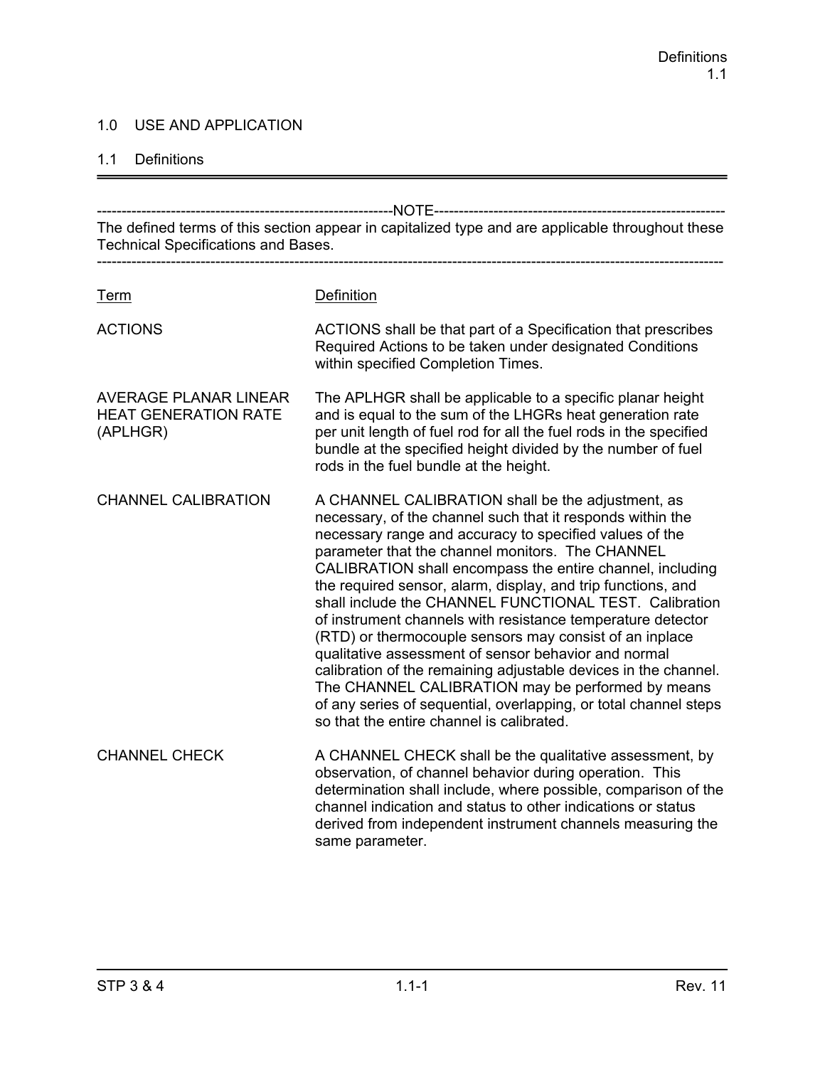# 1.0 USE AND APPLICATION

## 1.1 Definitions

---

-----------------------------------------------------------NOTE-----------------------------------------------------------

The defined terms of this section appear in capitalized type and are applicable throughout these Technical Specifications and Bases.

---

| Term | Definition |
|---|---|
| ACTIONS | ACTIONS shall be that part of a Specification that prescribes Required Actions to be taken under designated Conditions within specified Completion Times. |
| AVERAGE PLANAR LINEAR HEAT GENERATION RATE (APLHGR) | The APLHGR shall be applicable to a specific planar height and is equal to the sum of the LHGRs heat generation rate per unit length of fuel rod for all the fuel rods in the specified bundle at the specified height divided by the number of fuel rods in the fuel bundle at the height. |
| CHANNEL CALIBRATION | A CHANNEL CALIBRATION shall be the adjustment, as necessary, of the channel such that it responds within the necessary range and accuracy to specified values of the parameter that the channel monitors. The CHANNEL CALIBRATION shall encompass the entire channel, including the required sensor, alarm, display, and trip functions, and shall include the CHANNEL FUNCTIONAL TEST. Calibration of instrument channels with resistance temperature detector (RTD) or thermocouple sensors may consist of an inplace qualitative assessment of sensor behavior and normal calibration of the remaining adjustable devices in the channel. The CHANNEL CALIBRATION may be performed by means of any series of sequential, overlapping, or total channel steps so that the entire channel is calibrated. |
| CHANNEL CHECK | A CHANNEL CHECK shall be the qualitative assessment, by observation, of channel behavior during operation. This determination shall include, where possible, comparison of the channel indication and status to other indications or status derived from independent instrument channels measuring the same parameter. |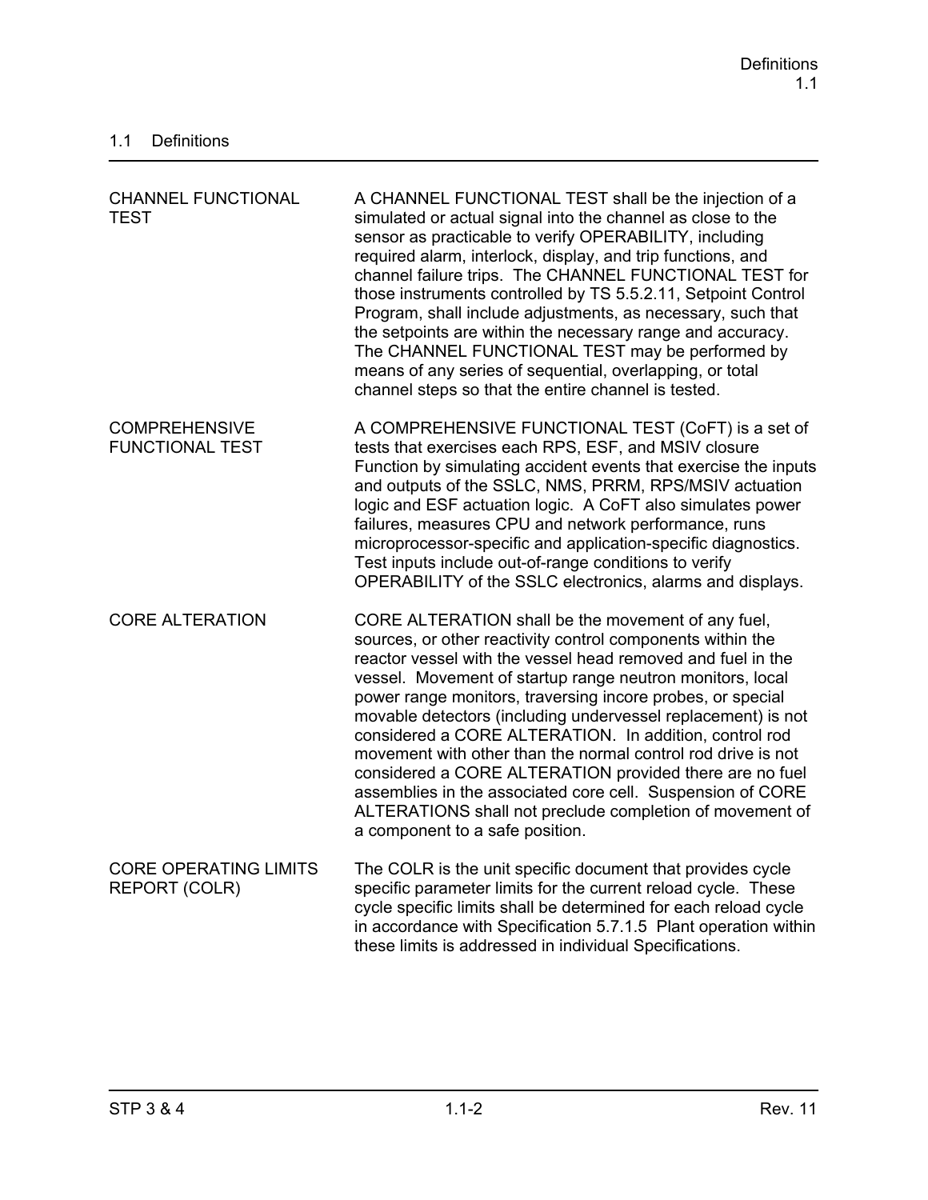## 1.1 Definitions

| | |
|---|---|
| CHANNEL FUNCTIONAL TEST | A CHANNEL FUNCTIONAL TEST shall be the injection of a simulated or actual signal into the channel as close to the sensor as practicable to verify OPERABILITY, including required alarm, interlock, display, and trip functions, and channel failure trips. The CHANNEL FUNCTIONAL TEST for those instruments controlled by TS 5.5.2.11, Setpoint Control Program, shall include adjustments, as necessary, such that the setpoints are within the necessary range and accuracy. The CHANNEL FUNCTIONAL TEST may be performed by means of any series of sequential, overlapping, or total channel steps so that the entire channel is tested. |
| COMPREHENSIVE FUNCTIONAL TEST | A COMPREHENSIVE FUNCTIONAL TEST (CoFT) is a set of tests that exercises each RPS, ESF, and MSIV closure Function by simulating accident events that exercise the inputs and outputs of the SSLC, NMS, PRRM, RPS/MSIV actuation logic and ESF actuation logic. A CoFT also simulates power failures, measures CPU and network performance, runs microprocessor-specific and application-specific diagnostics. Test inputs include out-of-range conditions to verify OPERABILITY of the SSLC electronics, alarms and displays. |
| CORE ALTERATION | CORE ALTERATION shall be the movement of any fuel, sources, or other reactivity control components within the reactor vessel with the vessel head removed and fuel in the vessel. Movement of startup range neutron monitors, local power range monitors, traversing incore probes, or special movable detectors (including undervessel replacement) is not considered a CORE ALTERATION. In addition, control rod movement with other than the normal control rod drive is not considered a CORE ALTERATION provided there are no fuel assemblies in the associated core cell. Suspension of CORE ALTERATIONS shall not preclude completion of movement of a component to a safe position. |
| CORE OPERATING LIMITS REPORT (COLR) | The COLR is the unit specific document that provides cycle specific parameter limits for the current reload cycle. These cycle specific limits shall be determined for each reload cycle in accordance with Specification 5.7.1.5 Plant operation within these limits is addressed in individual Specifications. |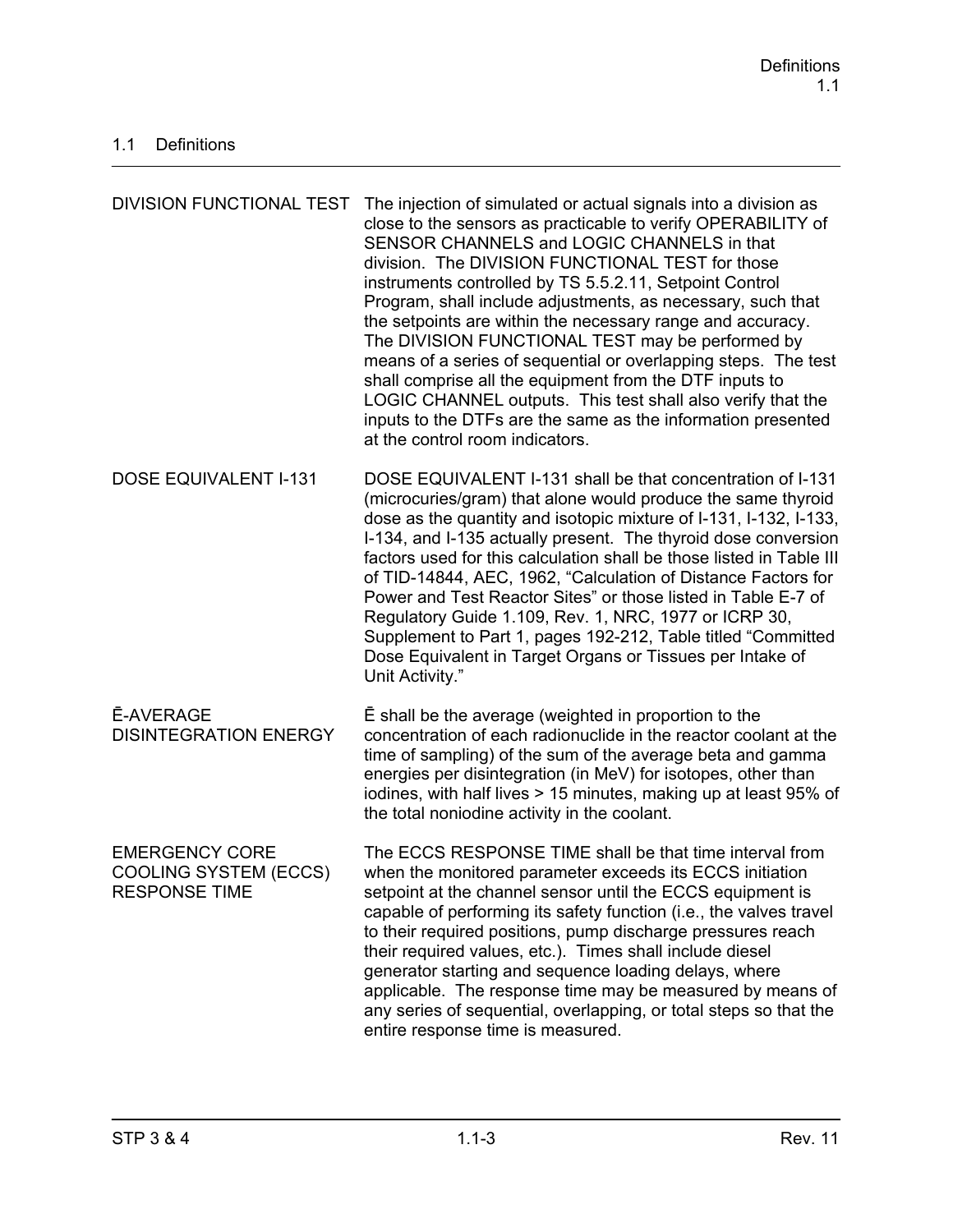## 1.1 Definitions

| | |
|---|---|
| DIVISION FUNCTIONAL TEST | The injection of simulated or actual signals into a division as close to the sensors as practicable to verify OPERABILITY of SENSOR CHANNELS and LOGIC CHANNELS in that division. The DIVISION FUNCTIONAL TEST for those instruments controlled by TS 5.5.2.11, Setpoint Control Program, shall include adjustments, as necessary, such that the setpoints are within the necessary range and accuracy. The DIVISION FUNCTIONAL TEST may be performed by means of a series of sequential or overlapping steps. The test shall comprise all the equipment from the DTF inputs to LOGIC CHANNEL outputs. This test shall also verify that the inputs to the DTFs are the same as the information presented at the control room indicators. |
| DOSE EQUIVALENT I-131 | DOSE EQUIVALENT I-131 shall be that concentration of I-131 (microcuries/gram) that alone would produce the same thyroid dose as the quantity and isotopic mixture of I-131, I-132, I-133, I-134, and I-135 actually present. The thyroid dose conversion factors used for this calculation shall be those listed in Table III of TID-14844, AEC, 1962, "Calculation of Distance Factors for Power and Test Reactor Sites" or those listed in Table E-7 of Regulatory Guide 1.109, Rev. 1, NRC, 1977 or ICRP 30, Supplement to Part 1, pages 192-212, Table titled "Committed Dose Equivalent in Target Organs or Tissues per Intake of Unit Activity." |
| $\bar{E}$-AVERAGE DISINTEGRATION ENERGY | $\bar{E}$ shall be the average (weighted in proportion to the concentration of each radionuclide in the reactor coolant at the time of sampling) of the sum of the average beta and gamma energies per disintegration (in MeV) for isotopes, other than iodines, with half lives > 15 minutes, making up at least 95% of the total noniodine activity in the coolant. |
| EMERGENCY CORE COOLING SYSTEM (ECCS) RESPONSE TIME | The ECCS RESPONSE TIME shall be that time interval from when the monitored parameter exceeds its ECCS initiation setpoint at the channel sensor until the ECCS equipment is capable of performing its safety function (i.e., the valves travel to their required positions, pump discharge pressures reach their required values, etc.). Times shall include diesel generator starting and sequence loading delays, where applicable. The response time may be measured by means of any series of sequential, overlapping, or total steps so that the entire response time is measured. |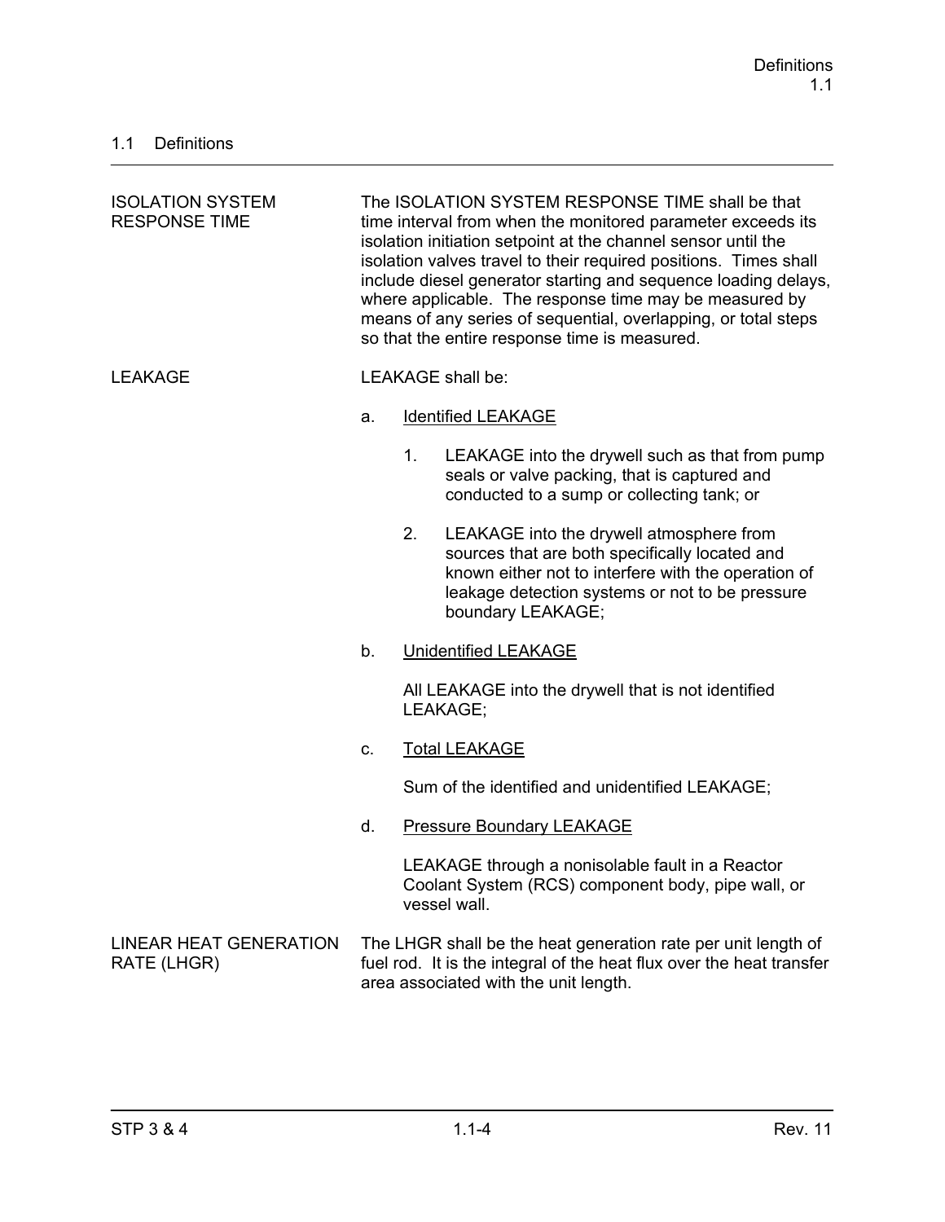## 1.1 Definitions

**ISOLATION SYSTEM RESPONSE TIME**

The ISOLATION SYSTEM RESPONSE TIME shall be that time interval from when the monitored parameter exceeds its isolation initiation setpoint at the channel sensor until the isolation valves travel to their required positions. Times shall include diesel generator starting and sequence loading delays, where applicable. The response time may be measured by means of any series of sequential, overlapping, or total steps so that the entire response time is measured.

**LEAKAGE**

LEAKAGE shall be:

a. Identified LEAKAGE

   1. LEAKAGE into the drywell such as that from pump seals or valve packing, that is captured and conducted to a sump or collecting tank; or

   2. LEAKAGE into the drywell atmosphere from sources that are both specifically located and known either not to interfere with the operation of leakage detection systems or not to be pressure boundary LEAKAGE;

b. Unidentified LEAKAGE

   All LEAKAGE into the drywell that is not identified LEAKAGE;

c. Total LEAKAGE

   Sum of the identified and unidentified LEAKAGE;

d. Pressure Boundary LEAKAGE

   LEAKAGE through a nonisolable fault in a Reactor Coolant System (RCS) component body, pipe wall, or vessel wall.

**LINEAR HEAT GENERATION RATE (LHGR)**

The LHGR shall be the heat generation rate per unit length of fuel rod. It is the integral of the heat flux over the heat transfer area associated with the unit length.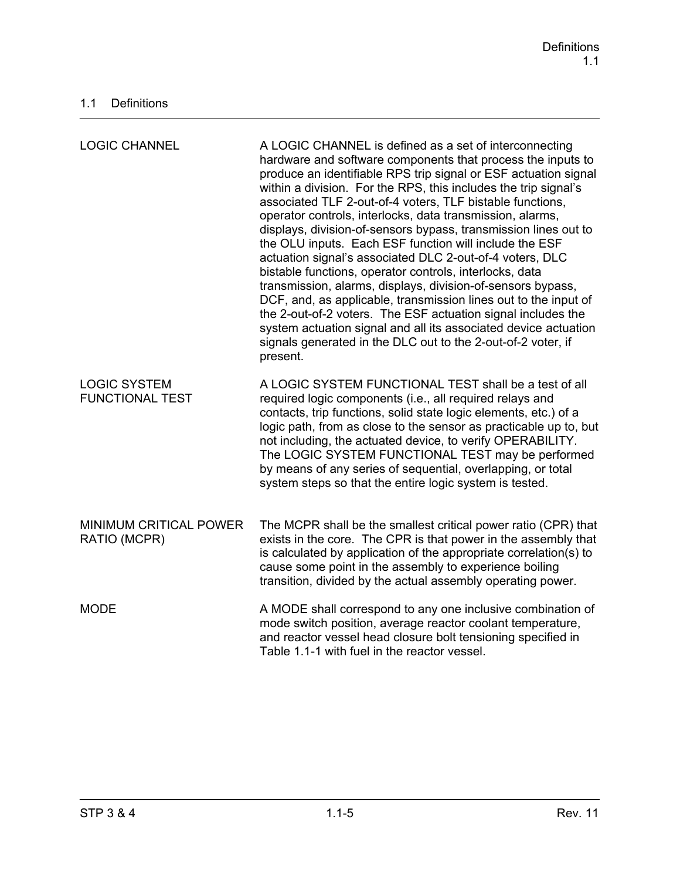## 1.1 Definitions

| | |
|---|---|
| LOGIC CHANNEL | A LOGIC CHANNEL is defined as a set of interconnecting hardware and software components that process the inputs to produce an identifiable RPS trip signal or ESF actuation signal within a division. For the RPS, this includes the trip signal's associated TLF 2-out-of-4 voters, TLF bistable functions, operator controls, interlocks, data transmission, alarms, displays, division-of-sensors bypass, transmission lines out to the OLU inputs. Each ESF function will include the ESF actuation signal's associated DLC 2-out-of-4 voters, DLC bistable functions, operator controls, interlocks, data transmission, alarms, displays, division-of-sensors bypass, DCF, and, as applicable, transmission lines out to the input of the 2-out-of-2 voters. The ESF actuation signal includes the system actuation signal and all its associated device actuation signals generated in the DLC out to the 2-out-of-2 voter, if present. |
| LOGIC SYSTEM FUNCTIONAL TEST | A LOGIC SYSTEM FUNCTIONAL TEST shall be a test of all required logic components (i.e., all required relays and contacts, trip functions, solid state logic elements, etc.) of a logic path, from as close to the sensor as practicable up to, but not including, the actuated device, to verify OPERABILITY. The LOGIC SYSTEM FUNCTIONAL TEST may be performed by means of any series of sequential, overlapping, or total system steps so that the entire logic system is tested. |
| MINIMUM CRITICAL POWER RATIO (MCPR) | The MCPR shall be the smallest critical power ratio (CPR) that exists in the core. The CPR is that power in the assembly that is calculated by application of the appropriate correlation(s) to cause some point in the assembly to experience boiling transition, divided by the actual assembly operating power. |
| MODE | A MODE shall correspond to any one inclusive combination of mode switch position, average reactor coolant temperature, and reactor vessel head closure bolt tensioning specified in Table 1.1-1 with fuel in the reactor vessel. |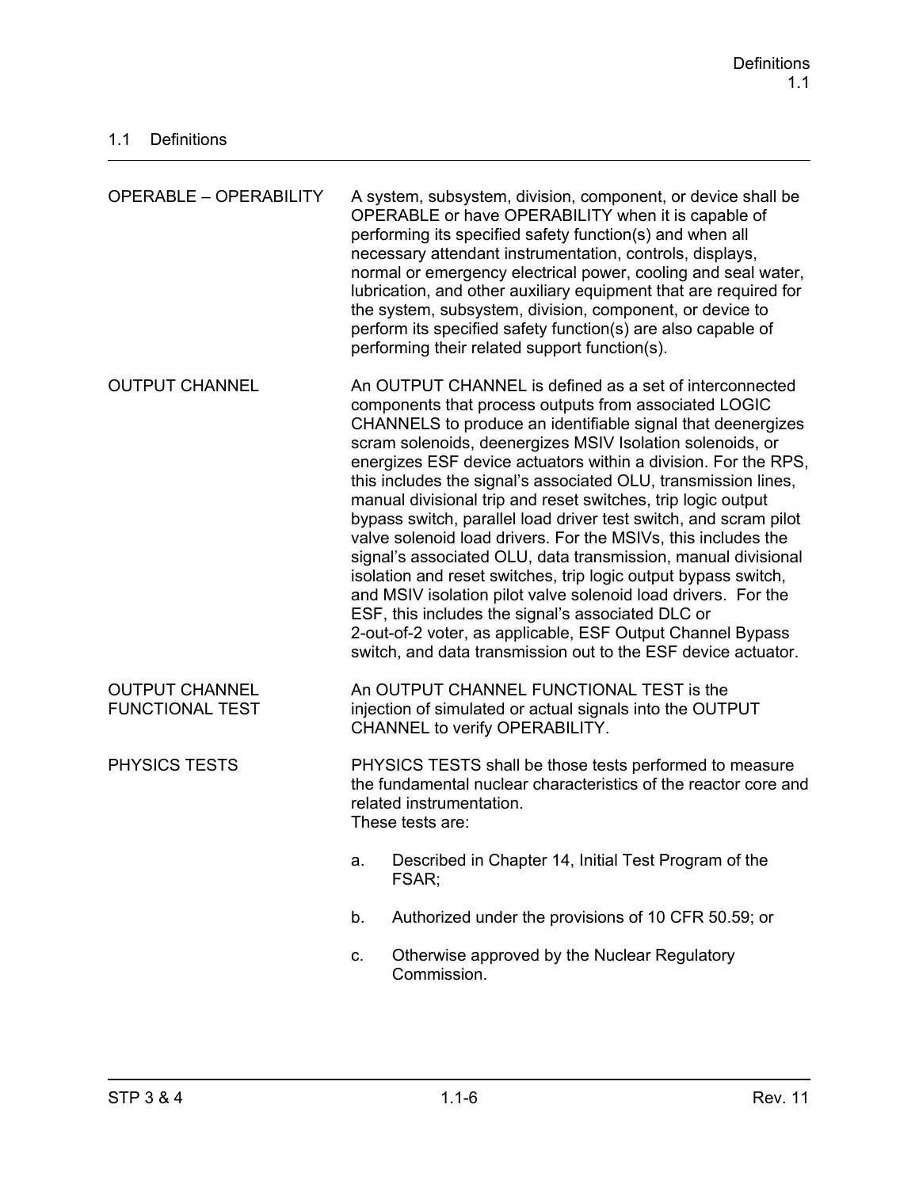## 1.1 Definitions

| | |
|---|---|
| OPERABLE – OPERABILITY | A system, subsystem, division, component, or device shall be OPERABLE or have OPERABILITY when it is capable of performing its specified safety function(s) and when all necessary attendant instrumentation, controls, displays, normal or emergency electrical power, cooling and seal water, lubrication, and other auxiliary equipment that are required for the system, subsystem, division, component, or device to perform its specified safety function(s) are also capable of performing their related support function(s). |
| OUTPUT CHANNEL | An OUTPUT CHANNEL is defined as a set of interconnected components that process outputs from associated LOGIC CHANNELS to produce an identifiable signal that deenergizes scram solenoids, deenergizes MSIV Isolation solenoids, or energizes ESF device actuators within a division. For the RPS, this includes the signal's associated OLU, transmission lines, manual divisional trip and reset switches, trip logic output bypass switch, parallel load driver test switch, and scram pilot valve solenoid load drivers. For the MSIVs, this includes the signal's associated OLU, data transmission, manual divisional isolation and reset switches, trip logic output bypass switch, and MSIV isolation pilot valve solenoid load drivers. For the ESF, this includes the signal's associated DLC or 2-out-of-2 voter, as applicable, ESF Output Channel Bypass switch, and data transmission out to the ESF device actuator. |
| OUTPUT CHANNEL FUNCTIONAL TEST | An OUTPUT CHANNEL FUNCTIONAL TEST is the injection of simulated or actual signals into the OUTPUT CHANNEL to verify OPERABILITY. |
| PHYSICS TESTS | PHYSICS TESTS shall be those tests performed to measure the fundamental nuclear characteristics of the reactor core and related instrumentation. These tests are: a. Described in Chapter 14, Initial Test Program of the FSAR; b. Authorized under the provisions of 10 CFR 50.59; or c. Otherwise approved by the Nuclear Regulatory Commission. |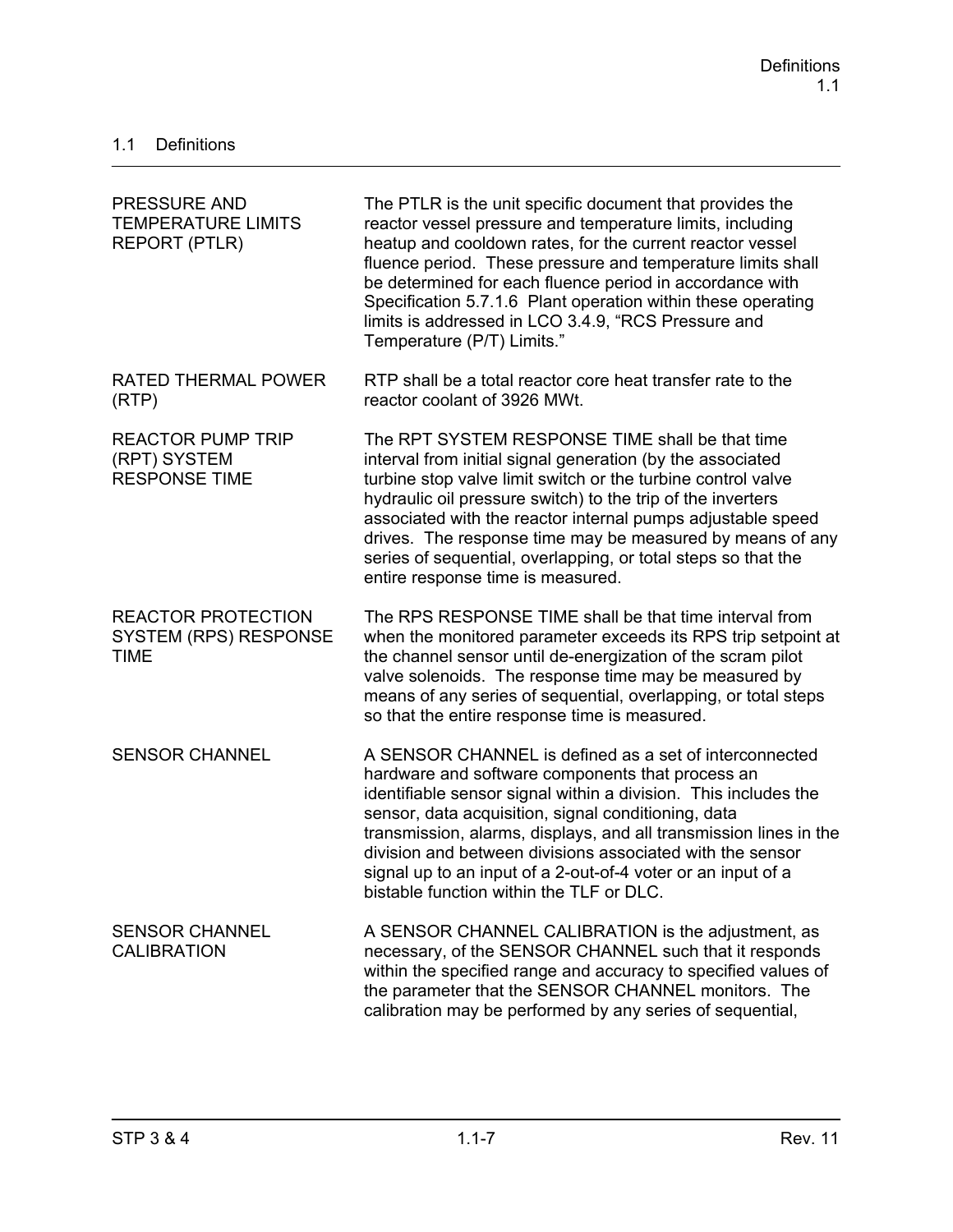## 1.1 Definitions

| | |
|---|---|
| PRESSURE AND TEMPERATURE LIMITS REPORT (PTLR) | The PTLR is the unit specific document that provides the reactor vessel pressure and temperature limits, including heatup and cooldown rates, for the current reactor vessel fluence period. These pressure and temperature limits shall be determined for each fluence period in accordance with Specification 5.7.1.6 Plant operation within these operating limits is addressed in LCO 3.4.9, "RCS Pressure and Temperature (P/T) Limits." |
| RATED THERMAL POWER (RTP) | RTP shall be a total reactor core heat transfer rate to the reactor coolant of 3926 MWt. |
| REACTOR PUMP TRIP (RPT) SYSTEM RESPONSE TIME | The RPT SYSTEM RESPONSE TIME shall be that time interval from initial signal generation (by the associated turbine stop valve limit switch or the turbine control valve hydraulic oil pressure switch) to the trip of the inverters associated with the reactor internal pumps adjustable speed drives. The response time may be measured by means of any series of sequential, overlapping, or total steps so that the entire response time is measured. |
| REACTOR PROTECTION SYSTEM (RPS) RESPONSE TIME | The RPS RESPONSE TIME shall be that time interval from when the monitored parameter exceeds its RPS trip setpoint at the channel sensor until de-energization of the scram pilot valve solenoids. The response time may be measured by means of any series of sequential, overlapping, or total steps so that the entire response time is measured. |
| SENSOR CHANNEL | A SENSOR CHANNEL is defined as a set of interconnected hardware and software components that process an identifiable sensor signal within a division. This includes the sensor, data acquisition, signal conditioning, data transmission, alarms, displays, and all transmission lines in the division and between divisions associated with the sensor signal up to an input of a 2-out-of-4 voter or an input of a bistable function within the TLF or DLC. |
| SENSOR CHANNEL CALIBRATION | A SENSOR CHANNEL CALIBRATION is the adjustment, as necessary, of the SENSOR CHANNEL such that it responds within the specified range and accuracy to specified values of the parameter that the SENSOR CHANNEL monitors. The calibration may be performed by any series of sequential, |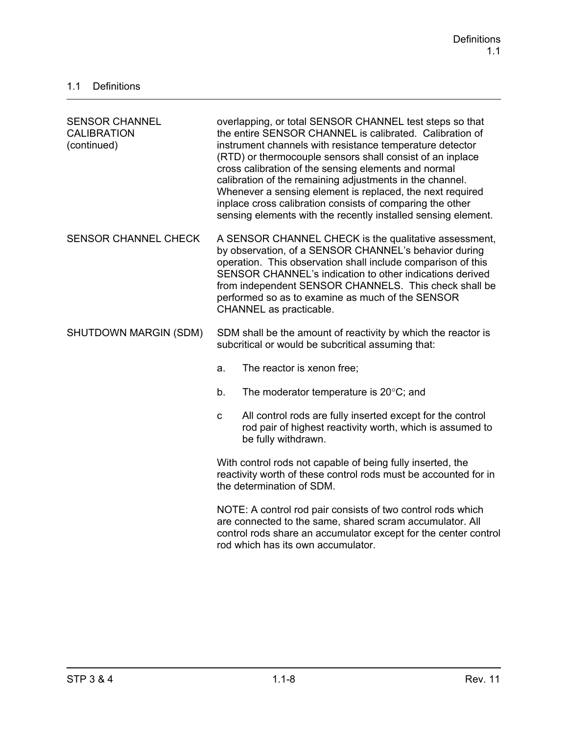## 1.1 Definitions

| | |
|---|---|
| SENSOR CHANNEL CALIBRATION (continued) | overlapping, or total SENSOR CHANNEL test steps so that the entire SENSOR CHANNEL is calibrated. Calibration of instrument channels with resistance temperature detector (RTD) or thermocouple sensors shall consist of an inplace cross calibration of the sensing elements and normal calibration of the remaining adjustments in the channel. Whenever a sensing element is replaced, the next required inplace cross calibration consists of comparing the other sensing elements with the recently installed sensing element. |
| SENSOR CHANNEL CHECK | A SENSOR CHANNEL CHECK is the qualitative assessment, by observation, of a SENSOR CHANNEL's behavior during operation. This observation shall include comparison of this SENSOR CHANNEL's indication to other indications derived from independent SENSOR CHANNELS. This check shall be performed so as to examine as much of the SENSOR CHANNEL as practicable. |
| SHUTDOWN MARGIN (SDM) | SDM shall be the amount of reactivity by which the reactor is subcritical or would be subcritical assuming that:<br><br>a. The reactor is xenon free;<br><br>b. The moderator temperature is 20°C; and<br><br>c All control rods are fully inserted except for the control rod pair of highest reactivity worth, which is assumed to be fully withdrawn.<br><br>With control rods not capable of being fully inserted, the reactivity worth of these control rods must be accounted for in the determination of SDM.<br><br>NOTE: A control rod pair consists of two control rods which are connected to the same, shared scram accumulator. All control rods share an accumulator except for the center control rod which has its own accumulator. |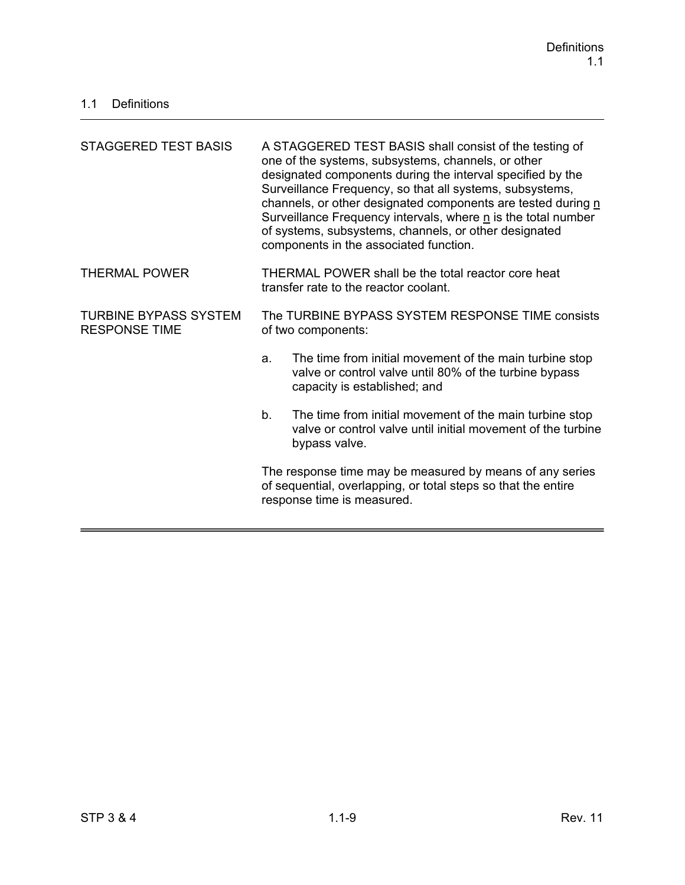## 1.1 Definitions

| | |
|---|---|
| STAGGERED TEST BASIS | A STAGGERED TEST BASIS shall consist of the testing of one of the systems, subsystems, channels, or other designated components during the interval specified by the Surveillance Frequency, so that all systems, subsystems, channels, or other designated components are tested during n Surveillance Frequency intervals, where n is the total number of systems, subsystems, channels, or other designated components in the associated function. |
| THERMAL POWER | THERMAL POWER shall be the total reactor core heat transfer rate to the reactor coolant. |
| TURBINE BYPASS SYSTEM RESPONSE TIME | The TURBINE BYPASS SYSTEM RESPONSE TIME consists of two components:<br><br>a. The time from initial movement of the main turbine stop valve or control valve until 80% of the turbine bypass capacity is established; and<br><br>b. The time from initial movement of the main turbine stop valve or control valve until initial movement of the turbine bypass valve.<br><br>The response time may be measured by means of any series of sequential, overlapping, or total steps so that the entire response time is measured. |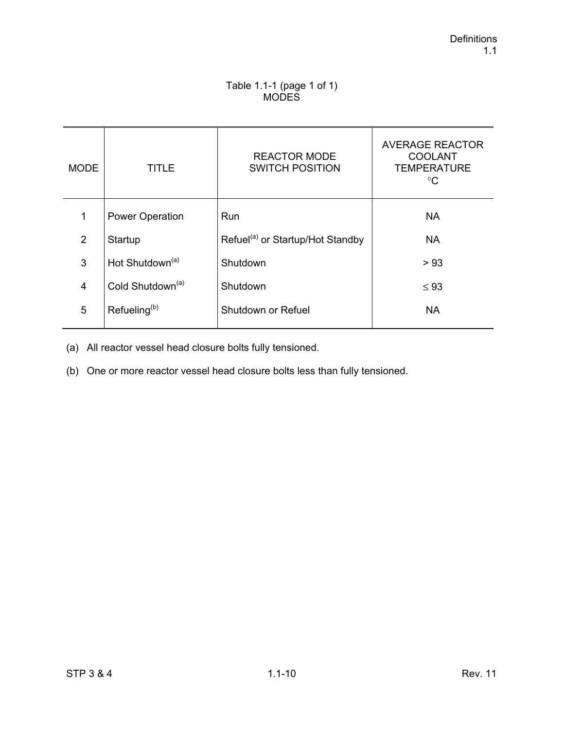Table 1.1-1 (page 1 of 1)
MODES

| MODE | TITLE | REACTOR MODE SWITCH POSITION | AVERAGE REACTOR COOLANT TEMPERATURE °C |
|---|---|---|---|
| 1 | Power Operation | Run | NA |
| 2 | Startup | Refuel[(a)] or Startup/Hot Standby | NA |
| 3 | Hot Shutdown[(a)] | Shutdown | > 93 |
| 4 | Cold Shutdown[(a)] | Shutdown | ≤ 93 |
| 5 | Refueling[(b)] | Shutdown or Refuel | NA |

(a) All reactor vessel head closure bolts fully tensioned.

(b) One or more reactor vessel head closure bolts less than fully tensioned.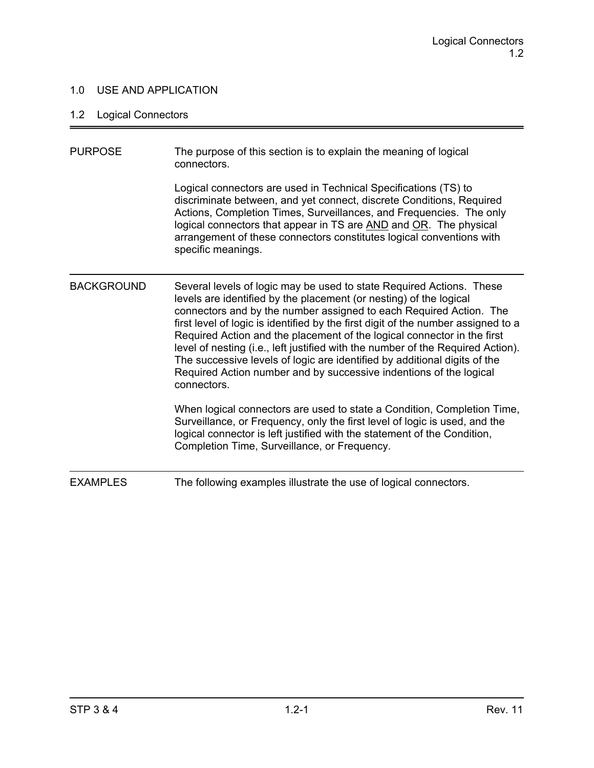## 1.0 USE AND APPLICATION

### 1.2 Logical Connectors

---

**PURPOSE**

The purpose of this section is to explain the meaning of logical connectors.

Logical connectors are used in Technical Specifications (TS) to discriminate between, and yet connect, discrete Conditions, Required Actions, Completion Times, Surveillances, and Frequencies. The only logical connectors that appear in TS are <u>AND</u> and <u>OR</u>. The physical arrangement of these connectors constitutes logical conventions with specific meanings.

---

**BACKGROUND**

Several levels of logic may be used to state Required Actions. These levels are identified by the placement (or nesting) of the logical connectors and by the number assigned to each Required Action. The first level of logic is identified by the first digit of the number assigned to a Required Action and the placement of the logical connector in the first level of nesting (i.e., left justified with the number of the Required Action). The successive levels of logic are identified by additional digits of the Required Action number and by successive indentions of the logical connectors.

When logical connectors are used to state a Condition, Completion Time, Surveillance, or Frequency, only the first level of logic is used, and the logical connector is left justified with the statement of the Condition, Completion Time, Surveillance, or Frequency.

---

**EXAMPLES**

The following examples illustrate the use of logical connectors.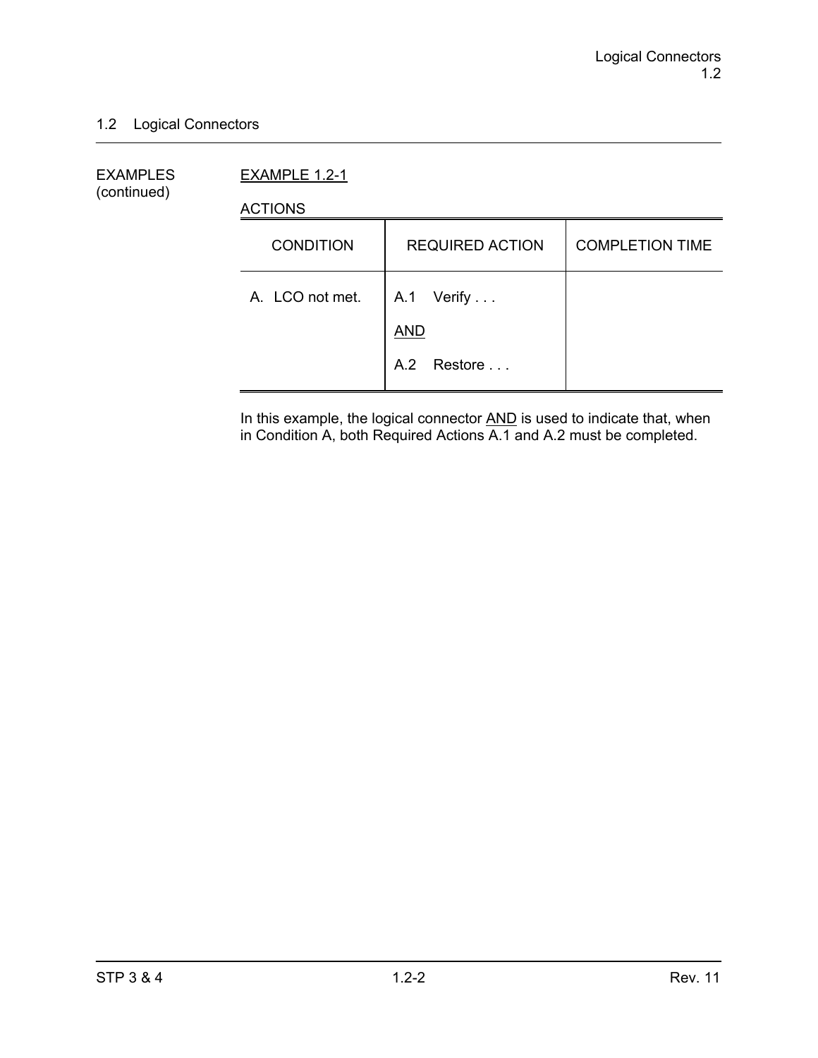## 1.2 Logical Connectors

EXAMPLES (continued)

EXAMPLE 1.2-1

ACTIONS

| CONDITION | REQUIRED ACTION | COMPLETION TIME |
|---|---|---|
| A. LCO not met. | A.1 Verify . . .<br><br>AND<br><br>A.2 Restore . . . | |

In this example, the logical connector AND is used to indicate that, when in Condition A, both Required Actions A.1 and A.2 must be completed.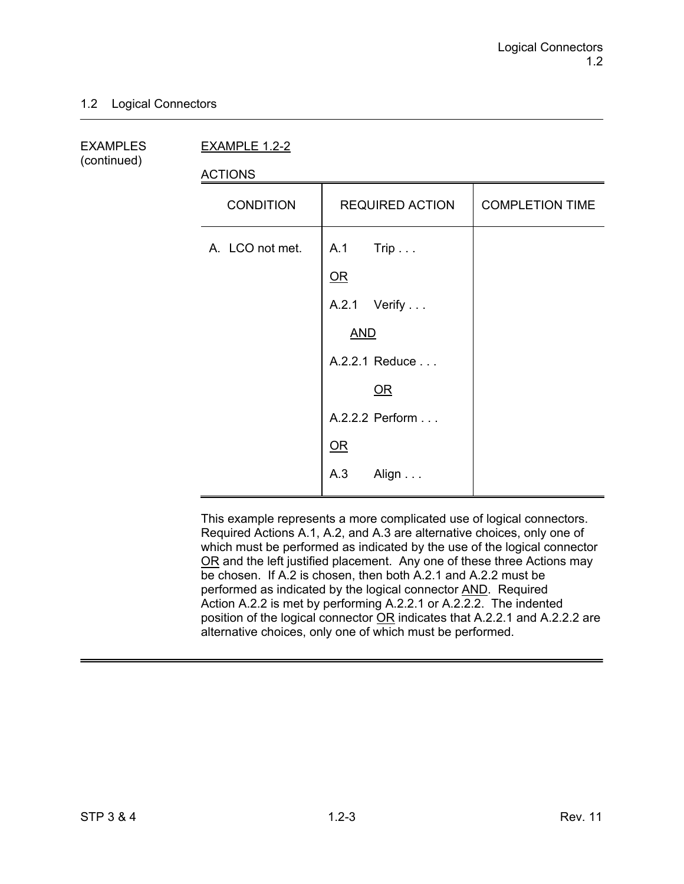## 1.2 Logical Connectors

EXAMPLES (continued)

EXAMPLE 1.2-2

ACTIONS

| CONDITION | REQUIRED ACTION | COMPLETION TIME |
|---|---|---|
| A. LCO not met. | A.1 Trip . . .<br><br>OR<br><br>A.2.1 Verify . . .<br><br>AND<br><br>A.2.2.1 Reduce . . .<br><br>OR<br><br>A.2.2.2 Perform . . .<br><br>OR<br><br>A.3 Align . . . | |

This example represents a more complicated use of logical connectors. Required Actions A.1, A.2, and A.3 are alternative choices, only one of which must be performed as indicated by the use of the logical connector OR and the left justified placement. Any one of these three Actions may be chosen. If A.2 is chosen, then both A.2.1 and A.2.2 must be performed as indicated by the logical connector AND. Required Action A.2.2 is met by performing A.2.2.1 or A.2.2.2. The indented position of the logical connector OR indicates that A.2.2.1 and A.2.2.2 are alternative choices, only one of which must be performed.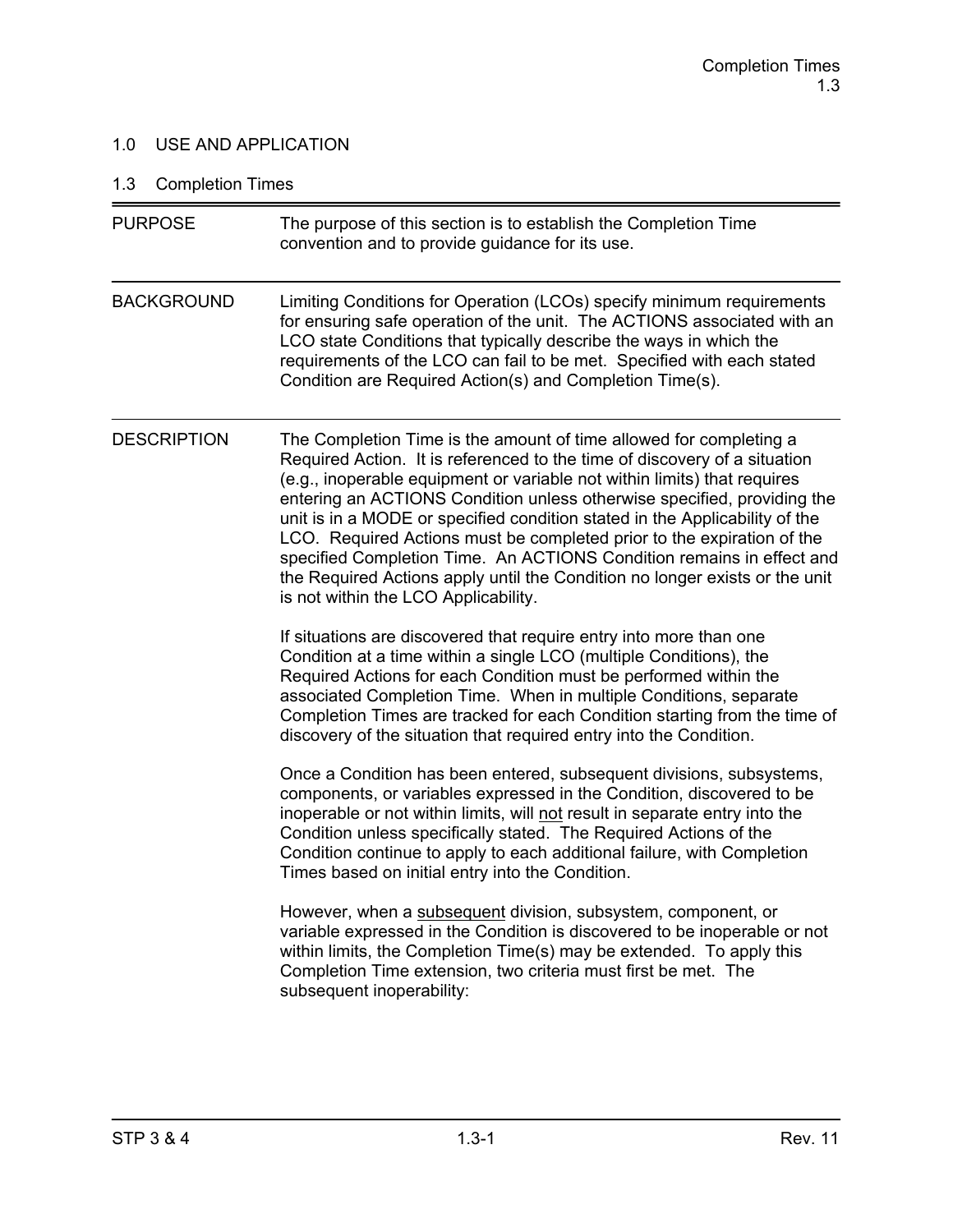# 1.0 USE AND APPLICATION

## 1.3 Completion Times

**PURPOSE**

The purpose of this section is to establish the Completion Time convention and to provide guidance for its use.

**BACKGROUND**

Limiting Conditions for Operation (LCOs) specify minimum requirements for ensuring safe operation of the unit. The ACTIONS associated with an LCO state Conditions that typically describe the ways in which the requirements of the LCO can fail to be met. Specified with each stated Condition are Required Action(s) and Completion Time(s).

**DESCRIPTION**

The Completion Time is the amount of time allowed for completing a Required Action. It is referenced to the time of discovery of a situation (e.g., inoperable equipment or variable not within limits) that requires entering an ACTIONS Condition unless otherwise specified, providing the unit is in a MODE or specified condition stated in the Applicability of the LCO. Required Actions must be completed prior to the expiration of the specified Completion Time. An ACTIONS Condition remains in effect and the Required Actions apply until the Condition no longer exists or the unit is not within the LCO Applicability.

If situations are discovered that require entry into more than one Condition at a time within a single LCO (multiple Conditions), the Required Actions for each Condition must be performed within the associated Completion Time. When in multiple Conditions, separate Completion Times are tracked for each Condition starting from the time of discovery of the situation that required entry into the Condition.

Once a Condition has been entered, subsequent divisions, subsystems, components, or variables expressed in the Condition, discovered to be inoperable or not within limits, will not result in separate entry into the Condition unless specifically stated. The Required Actions of the Condition continue to apply to each additional failure, with Completion Times based on initial entry into the Condition.

However, when a subsequent division, subsystem, component, or variable expressed in the Condition is discovered to be inoperable or not within limits, the Completion Time(s) may be extended. To apply this Completion Time extension, two criteria must first be met. The subsequent inoperability: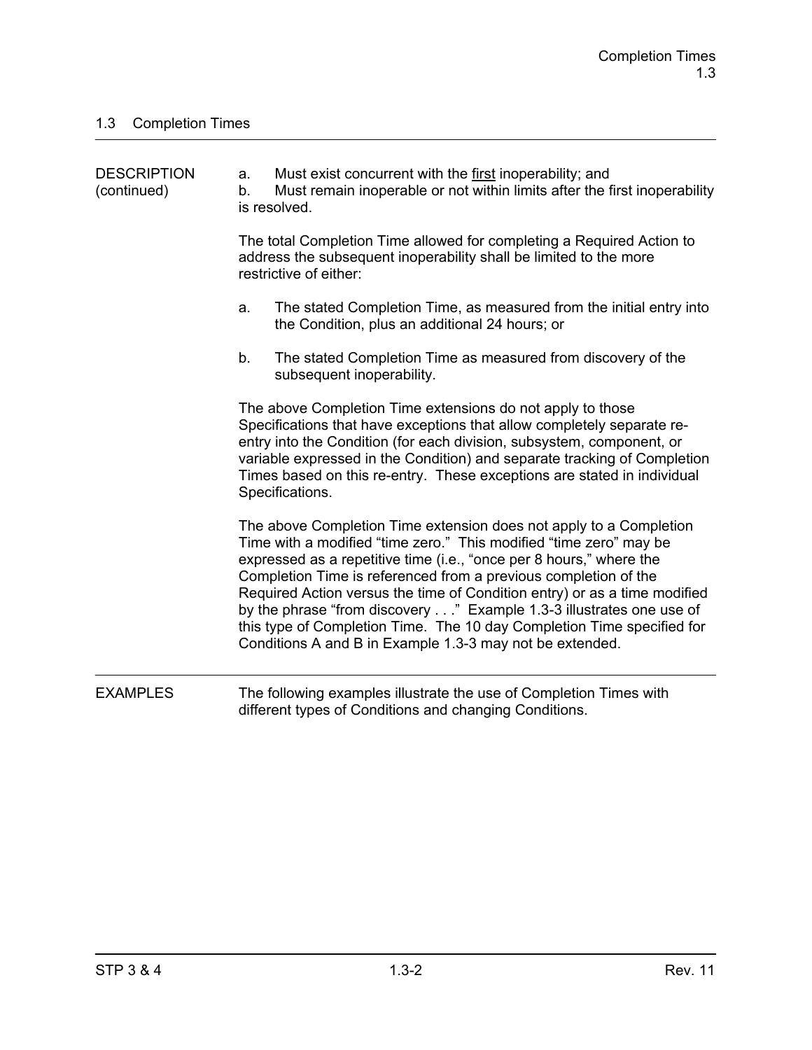## 1.3 Completion Times

DESCRIPTION (continued)

a. Must exist concurrent with the first inoperability; and
b. Must remain inoperable or not within limits after the first inoperability is resolved.

The total Completion Time allowed for completing a Required Action to address the subsequent inoperability shall be limited to the more restrictive of either:

a. The stated Completion Time, as measured from the initial entry into the Condition, plus an additional 24 hours; or

b. The stated Completion Time as measured from discovery of the subsequent inoperability.

The above Completion Time extensions do not apply to those Specifications that have exceptions that allow completely separate re-entry into the Condition (for each division, subsystem, component, or variable expressed in the Condition) and separate tracking of Completion Times based on this re-entry. These exceptions are stated in individual Specifications.

The above Completion Time extension does not apply to a Completion Time with a modified "time zero." This modified "time zero" may be expressed as a repetitive time (i.e., "once per 8 hours," where the Completion Time is referenced from a previous completion of the Required Action versus the time of Condition entry) or as a time modified by the phrase "from discovery . . ." Example 1.3-3 illustrates one use of this type of Completion Time. The 10 day Completion Time specified for Conditions A and B in Example 1.3-3 may not be extended.

---

EXAMPLES

The following examples illustrate the use of Completion Times with different types of Conditions and changing Conditions.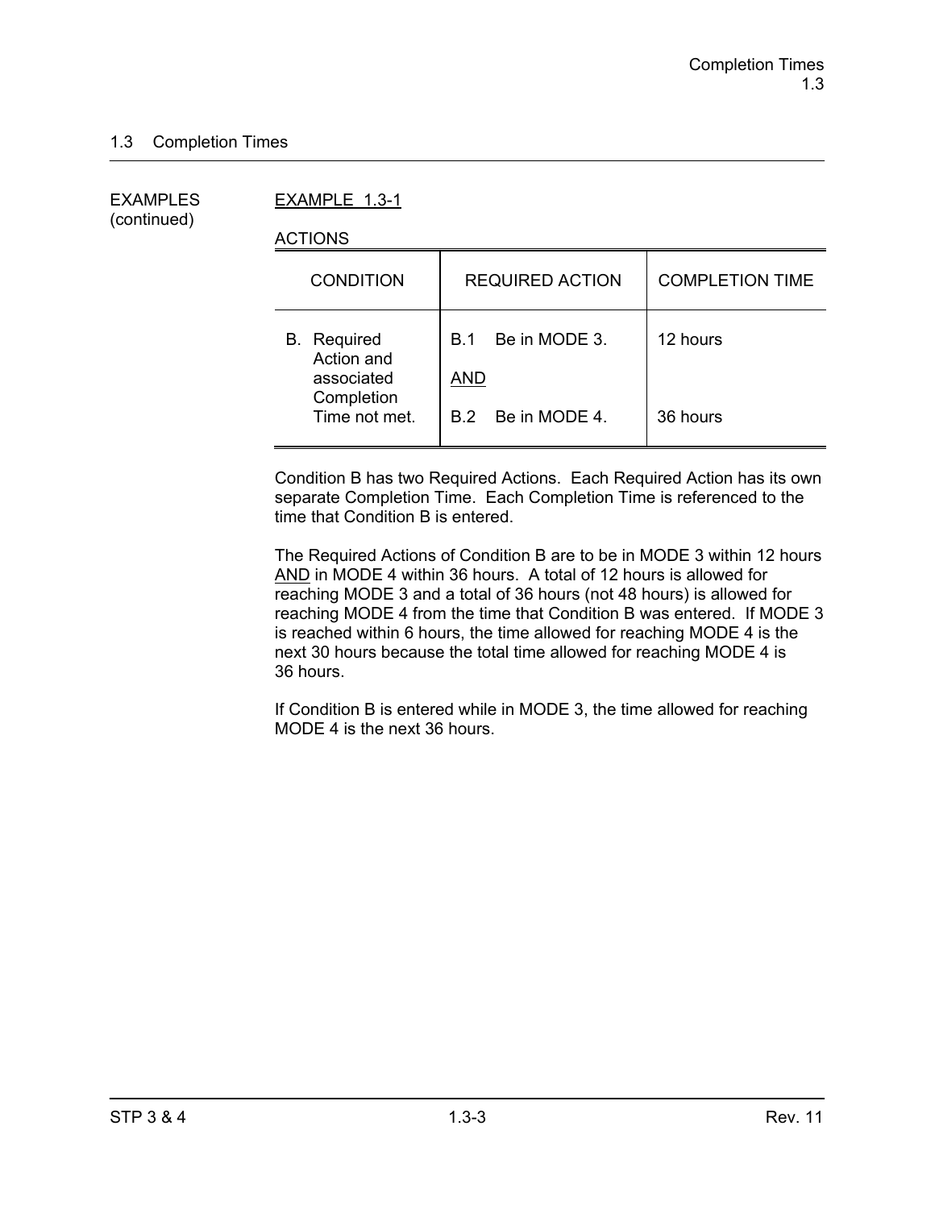## 1.3 Completion Times

EXAMPLES (continued)

EXAMPLE 1.3-1

ACTIONS

| CONDITION | REQUIRED ACTION | COMPLETION TIME |
|---|---|---|
| B. Required Action and associated Completion Time not met. | B.1 Be in MODE 3.<br><br>AND<br><br>B.2 Be in MODE 4. | 12 hours<br><br><br><br>36 hours |

Condition B has two Required Actions. Each Required Action has its own separate Completion Time. Each Completion Time is referenced to the time that Condition B is entered.

The Required Actions of Condition B are to be in MODE 3 within 12 hours AND in MODE 4 within 36 hours. A total of 12 hours is allowed for reaching MODE 3 and a total of 36 hours (not 48 hours) is allowed for reaching MODE 4 from the time that Condition B was entered. If MODE 3 is reached within 6 hours, the time allowed for reaching MODE 4 is the next 30 hours because the total time allowed for reaching MODE 4 is 36 hours.

If Condition B is entered while in MODE 3, the time allowed for reaching MODE 4 is the next 36 hours.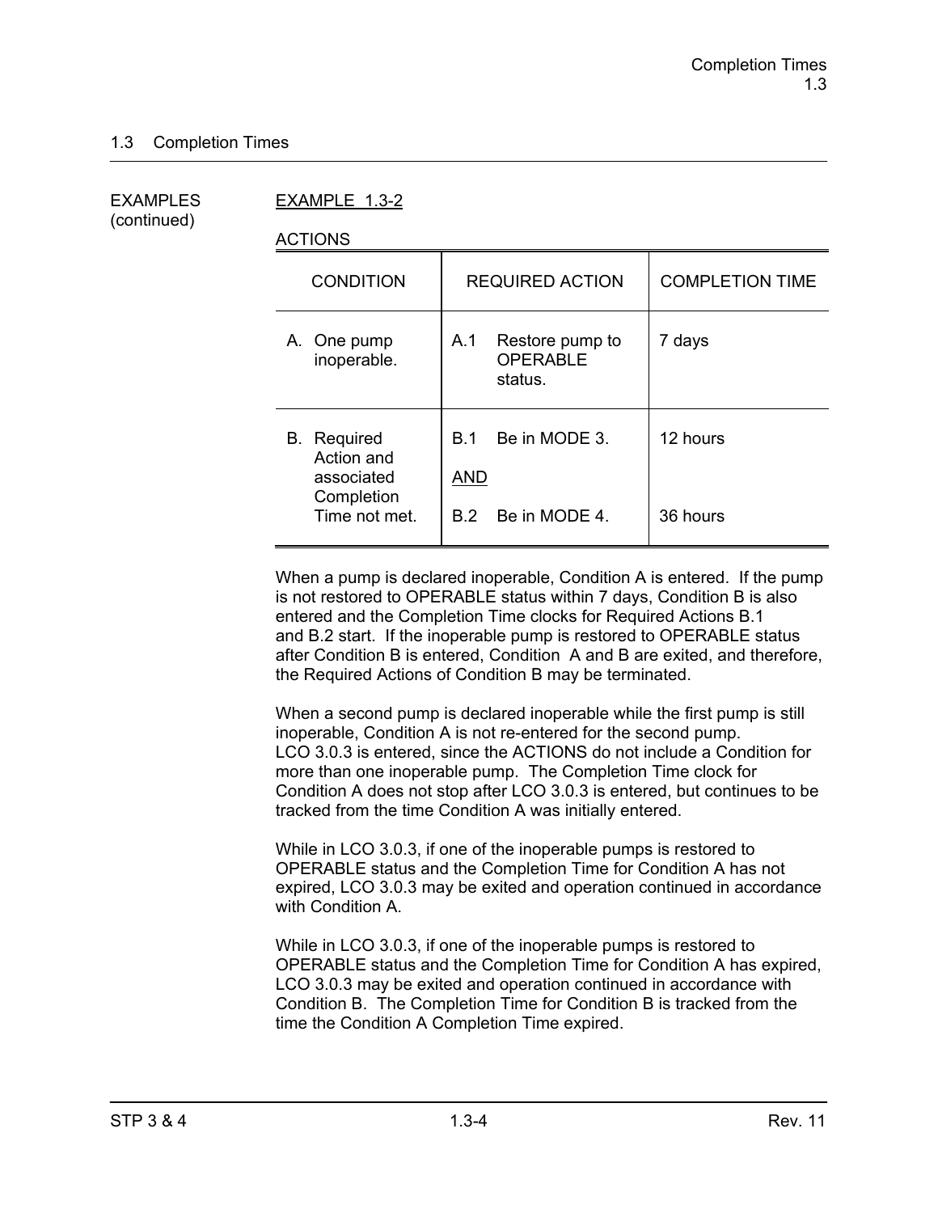## 1.3 Completion Times

EXAMPLES (continued)

EXAMPLE 1.3-2

ACTIONS

| CONDITION | REQUIRED ACTION | COMPLETION TIME |
|---|---|---|
| A. One pump inoperable. | A.1 Restore pump to OPERABLE status. | 7 days |
| B. Required Action and associated Completion Time not met. | B.1 Be in MODE 3.<br><br>AND<br><br>B.2 Be in MODE 4. | 12 hours<br><br><br><br>36 hours |

When a pump is declared inoperable, Condition A is entered. If the pump is not restored to OPERABLE status within 7 days, Condition B is also entered and the Completion Time clocks for Required Actions B.1 and B.2 start. If the inoperable pump is restored to OPERABLE status after Condition B is entered, Condition A and B are exited, and therefore, the Required Actions of Condition B may be terminated.

When a second pump is declared inoperable while the first pump is still inoperable, Condition A is not re-entered for the second pump. LCO 3.0.3 is entered, since the ACTIONS do not include a Condition for more than one inoperable pump. The Completion Time clock for Condition A does not stop after LCO 3.0.3 is entered, but continues to be tracked from the time Condition A was initially entered.

While in LCO 3.0.3, if one of the inoperable pumps is restored to OPERABLE status and the Completion Time for Condition A has not expired, LCO 3.0.3 may be exited and operation continued in accordance with Condition A.

While in LCO 3.0.3, if one of the inoperable pumps is restored to OPERABLE status and the Completion Time for Condition A has expired, LCO 3.0.3 may be exited and operation continued in accordance with Condition B. The Completion Time for Condition B is tracked from the time the Condition A Completion Time expired.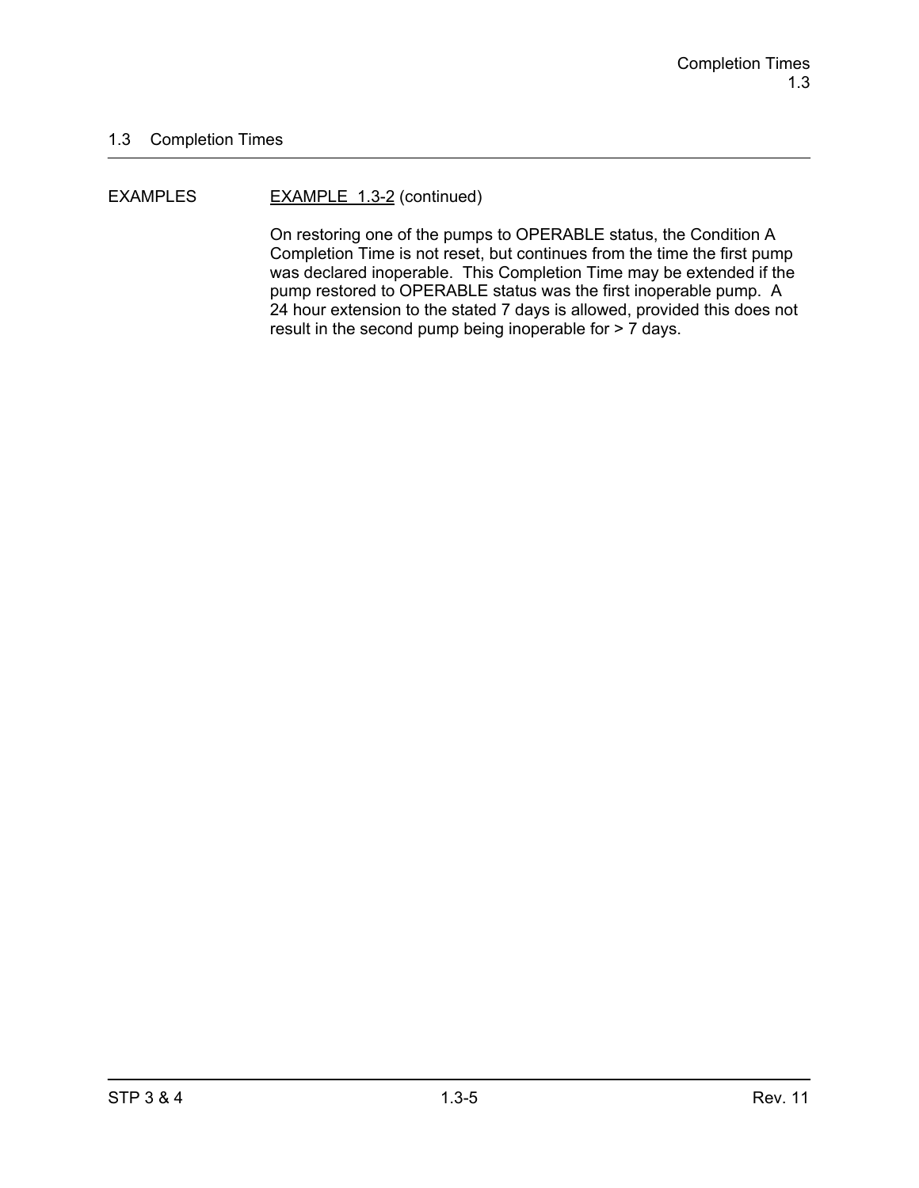## 1.3 Completion Times

EXAMPLES

EXAMPLE 1.3-2 (continued)

On restoring one of the pumps to OPERABLE status, the Condition A Completion Time is not reset, but continues from the time the first pump was declared inoperable. This Completion Time may be extended if the pump restored to OPERABLE status was the first inoperable pump. A 24 hour extension to the stated 7 days is allowed, provided this does not result in the second pump being inoperable for > 7 days.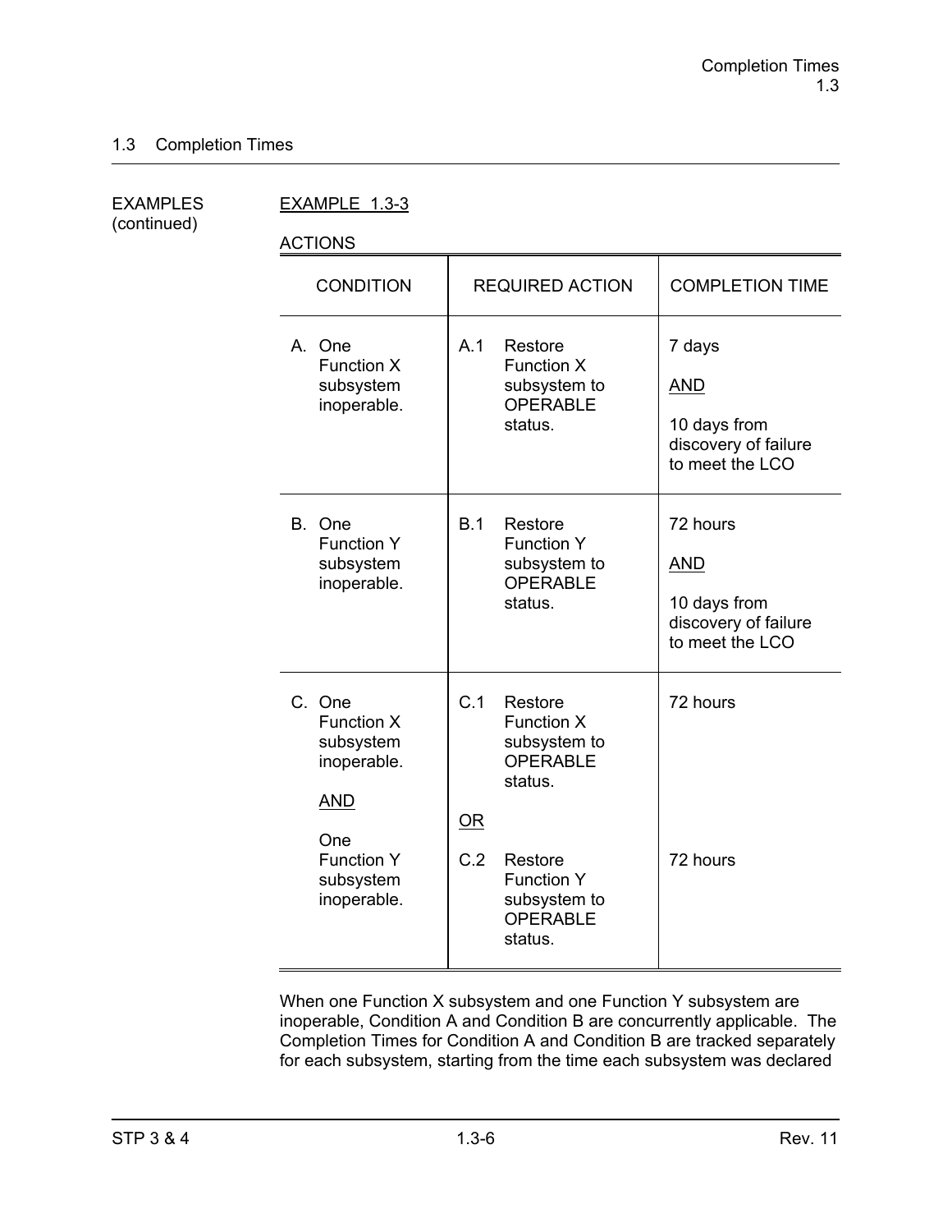## 1.3 Completion Times

EXAMPLES (continued)

EXAMPLE 1.3-3

ACTIONS

| CONDITION | REQUIRED ACTION | COMPLETION TIME |
|---|---|---|
| A. One Function X subsystem inoperable. | A.1 Restore Function X subsystem to OPERABLE status. | 7 days <br> AND <br> 10 days from discovery of failure to meet the LCO |
| B. One Function Y subsystem inoperable. | B.1 Restore Function Y subsystem to OPERABLE status. | 72 hours <br> AND <br> 10 days from discovery of failure to meet the LCO |
| C. One Function X subsystem inoperable. <br> AND <br> One Function Y subsystem inoperable. | C.1 Restore Function X subsystem to OPERABLE status. <br> OR <br> C.2 Restore Function Y subsystem to OPERABLE status. | 72 hours <br><br> 72 hours |

When one Function X subsystem and one Function Y subsystem are inoperable, Condition A and Condition B are concurrently applicable. The Completion Times for Condition A and Condition B are tracked separately for each subsystem, starting from the time each subsystem was declared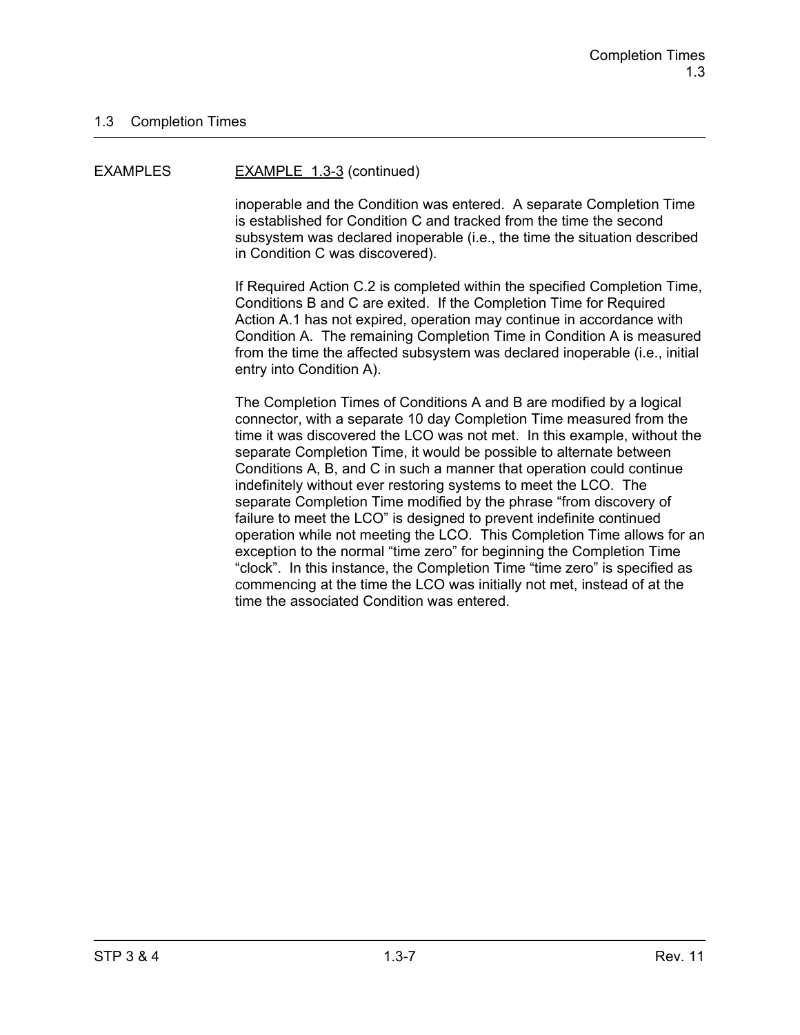## 1.3 Completion Times

EXAMPLES

EXAMPLE 1.3-3 (continued)

inoperable and the Condition was entered. A separate Completion Time is established for Condition C and tracked from the time the second subsystem was declared inoperable (i.e., the time the situation described in Condition C was discovered).

If Required Action C.2 is completed within the specified Completion Time, Conditions B and C are exited. If the Completion Time for Required Action A.1 has not expired, operation may continue in accordance with Condition A. The remaining Completion Time in Condition A is measured from the time the affected subsystem was declared inoperable (i.e., initial entry into Condition A).

The Completion Times of Conditions A and B are modified by a logical connector, with a separate 10 day Completion Time measured from the time it was discovered the LCO was not met. In this example, without the separate Completion Time, it would be possible to alternate between Conditions A, B, and C in such a manner that operation could continue indefinitely without ever restoring systems to meet the LCO. The separate Completion Time modified by the phrase "from discovery of failure to meet the LCO" is designed to prevent indefinite continued operation while not meeting the LCO. This Completion Time allows for an exception to the normal "time zero" for beginning the Completion Time "clock". In this instance, the Completion Time "time zero" is specified as commencing at the time the LCO was initially not met, instead of at the time the associated Condition was entered.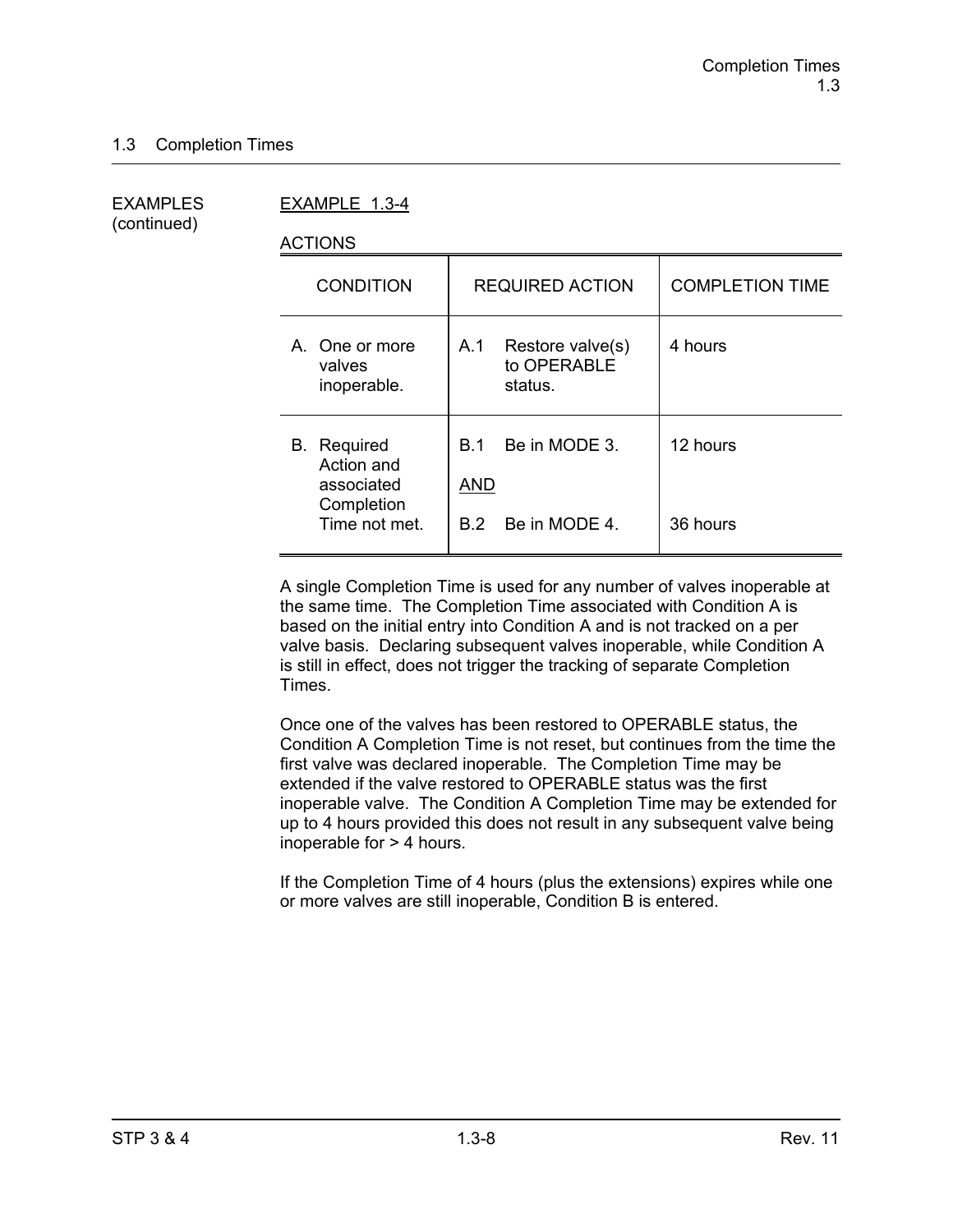## 1.3 Completion Times

EXAMPLES (continued)

EXAMPLE 1.3-4

ACTIONS

| CONDITION | REQUIRED ACTION | COMPLETION TIME |
|---|---|---|
| A. One or more valves inoperable. | A.1 Restore valve(s) to OPERABLE status. | 4 hours |
| B. Required Action and associated Completion Time not met. | B.1 Be in MODE 3.<br><br>AND<br><br>B.2 Be in MODE 4. | 12 hours<br><br><br><br>36 hours |

A single Completion Time is used for any number of valves inoperable at the same time. The Completion Time associated with Condition A is based on the initial entry into Condition A and is not tracked on a per valve basis. Declaring subsequent valves inoperable, while Condition A is still in effect, does not trigger the tracking of separate Completion Times.

Once one of the valves has been restored to OPERABLE status, the Condition A Completion Time is not reset, but continues from the time the first valve was declared inoperable. The Completion Time may be extended if the valve restored to OPERABLE status was the first inoperable valve. The Condition A Completion Time may be extended for up to 4 hours provided this does not result in any subsequent valve being inoperable for > 4 hours.

If the Completion Time of 4 hours (plus the extensions) expires while one or more valves are still inoperable, Condition B is entered.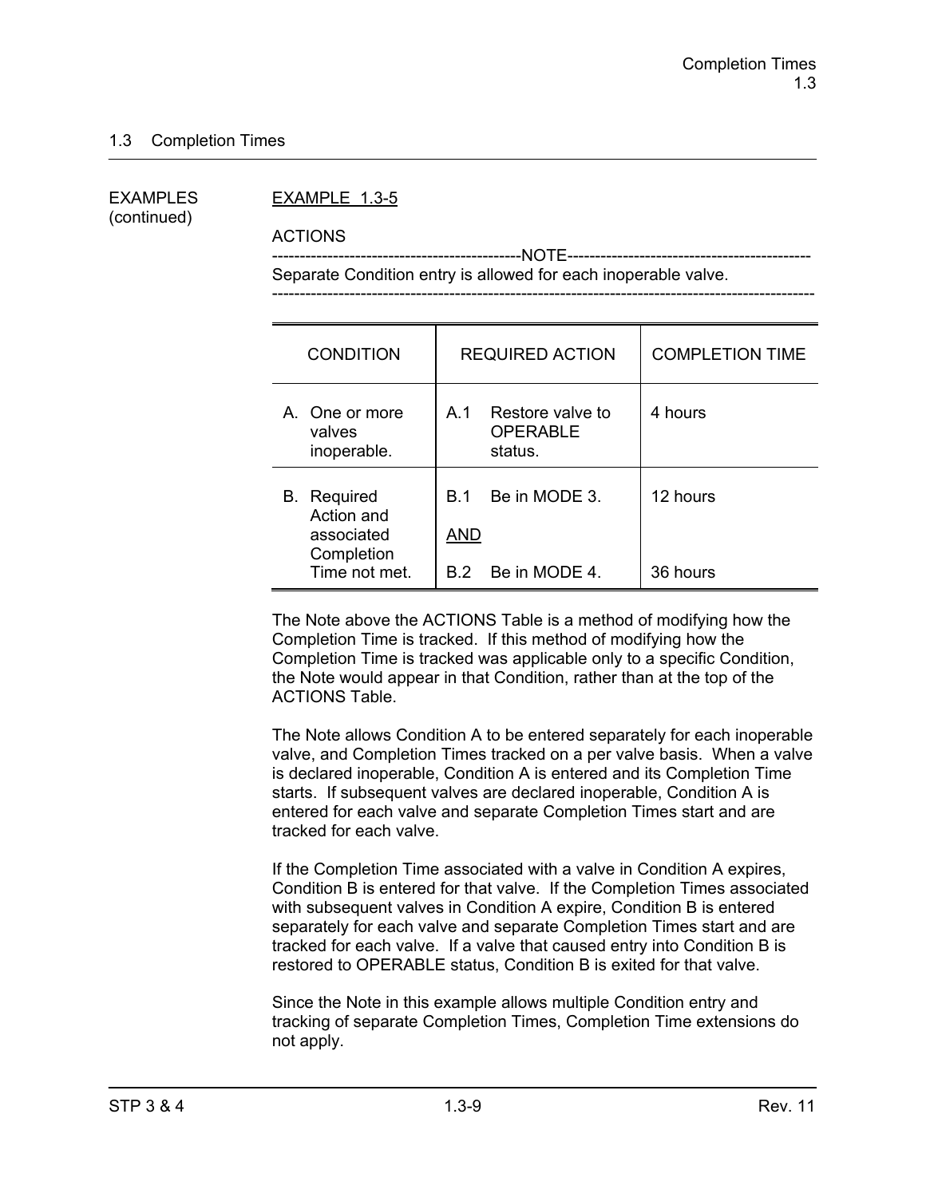## 1.3 Completion Times

EXAMPLES (continued)

EXAMPLE 1.3-5

ACTIONS

---------------------------------------------NOTE---------------------------------------------
Separate Condition entry is allowed for each inoperable valve.
-----------------------------------------------------------------------------------------------

| CONDITION | REQUIRED ACTION | COMPLETION TIME |
|---|---|---|
| A. One or more valves inoperable. | A.1 Restore valve to OPERABLE status. | 4 hours |
| B. Required Action and associated Completion Time not met. | B.1 Be in MODE 3.<br><br>AND<br><br>B.2 Be in MODE 4. | 12 hours<br><br><br><br>36 hours |

The Note above the ACTIONS Table is a method of modifying how the Completion Time is tracked. If this method of modifying how the Completion Time is tracked was applicable only to a specific Condition, the Note would appear in that Condition, rather than at the top of the ACTIONS Table.

The Note allows Condition A to be entered separately for each inoperable valve, and Completion Times tracked on a per valve basis. When a valve is declared inoperable, Condition A is entered and its Completion Time starts. If subsequent valves are declared inoperable, Condition A is entered for each valve and separate Completion Times start and are tracked for each valve.

If the Completion Time associated with a valve in Condition A expires, Condition B is entered for that valve. If the Completion Times associated with subsequent valves in Condition A expire, Condition B is entered separately for each valve and separate Completion Times start and are tracked for each valve. If a valve that caused entry into Condition B is restored to OPERABLE status, Condition B is exited for that valve.

Since the Note in this example allows multiple Condition entry and tracking of separate Completion Times, Completion Time extensions do not apply.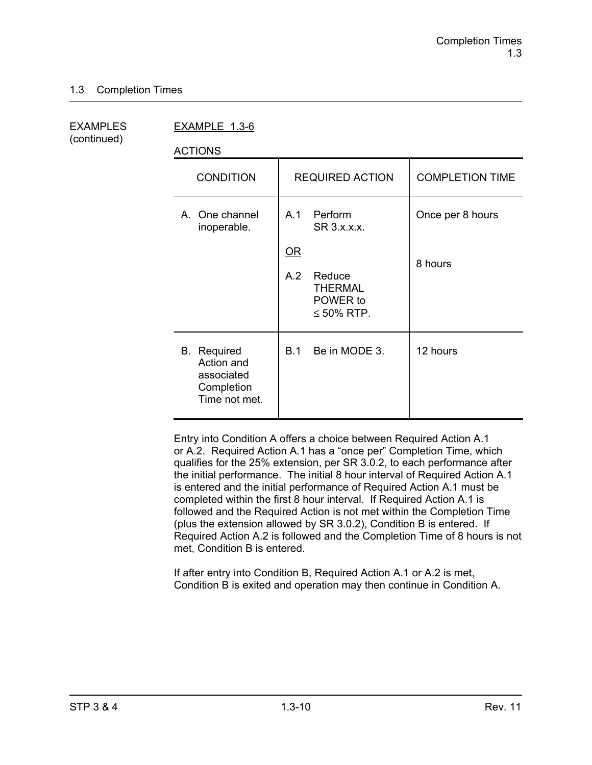## 1.3 Completion Times

EXAMPLES (continued)

EXAMPLE 1.3-6

ACTIONS

| CONDITION | REQUIRED ACTION | COMPLETION TIME |
|---|---|---|
| A. One channel inoperable. | A.1 Perform SR 3.x.x.x. | Once per 8 hours |
| | OR | |
| | A.2 Reduce THERMAL POWER to ≤ 50% RTP. | 8 hours |
| B. Required Action and associated Completion Time not met. | B.1 Be in MODE 3. | 12 hours |

Entry into Condition A offers a choice between Required Action A.1 or A.2. Required Action A.1 has a "once per" Completion Time, which qualifies for the 25% extension, per SR 3.0.2, to each performance after the initial performance. The initial 8 hour interval of Required Action A.1 is entered and the initial performance of Required Action A.1 must be completed within the first 8 hour interval. If Required Action A.1 is followed and the Required Action is not met within the Completion Time (plus the extension allowed by SR 3.0.2), Condition B is entered. If Required Action A.2 is followed and the Completion Time of 8 hours is not met, Condition B is entered.

If after entry into Condition B, Required Action A.1 or A.2 is met, Condition B is exited and operation may then continue in Condition A.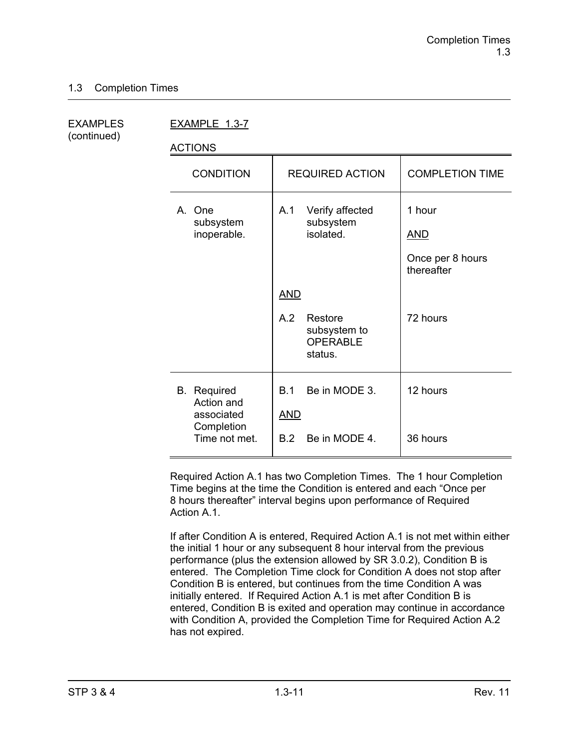## 1.3 Completion Times

EXAMPLES (continued)

EXAMPLE 1.3-7

ACTIONS

| CONDITION | REQUIRED ACTION | COMPLETION TIME |
|---|---|---|
| A. One subsystem inoperable. | A.1 Verify affected subsystem isolated. | 1 hour<br><br>AND<br><br>Once per 8 hours thereafter |
| | AND | |
| | A.2 Restore subsystem to OPERABLE status. | 72 hours |
| B. Required Action and associated Completion Time not met. | B.1 Be in MODE 3. | 12 hours |
| | AND | |
| | B.2 Be in MODE 4. | 36 hours |

Required Action A.1 has two Completion Times. The 1 hour Completion Time begins at the time the Condition is entered and each "Once per 8 hours thereafter" interval begins upon performance of Required Action A.1.

If after Condition A is entered, Required Action A.1 is not met within either the initial 1 hour or any subsequent 8 hour interval from the previous performance (plus the extension allowed by SR 3.0.2), Condition B is entered. The Completion Time clock for Condition A does not stop after Condition B is entered, but continues from the time Condition A was initially entered. If Required Action A.1 is met after Condition B is entered, Condition B is exited and operation may continue in accordance with Condition A, provided the Completion Time for Required Action A.2 has not expired.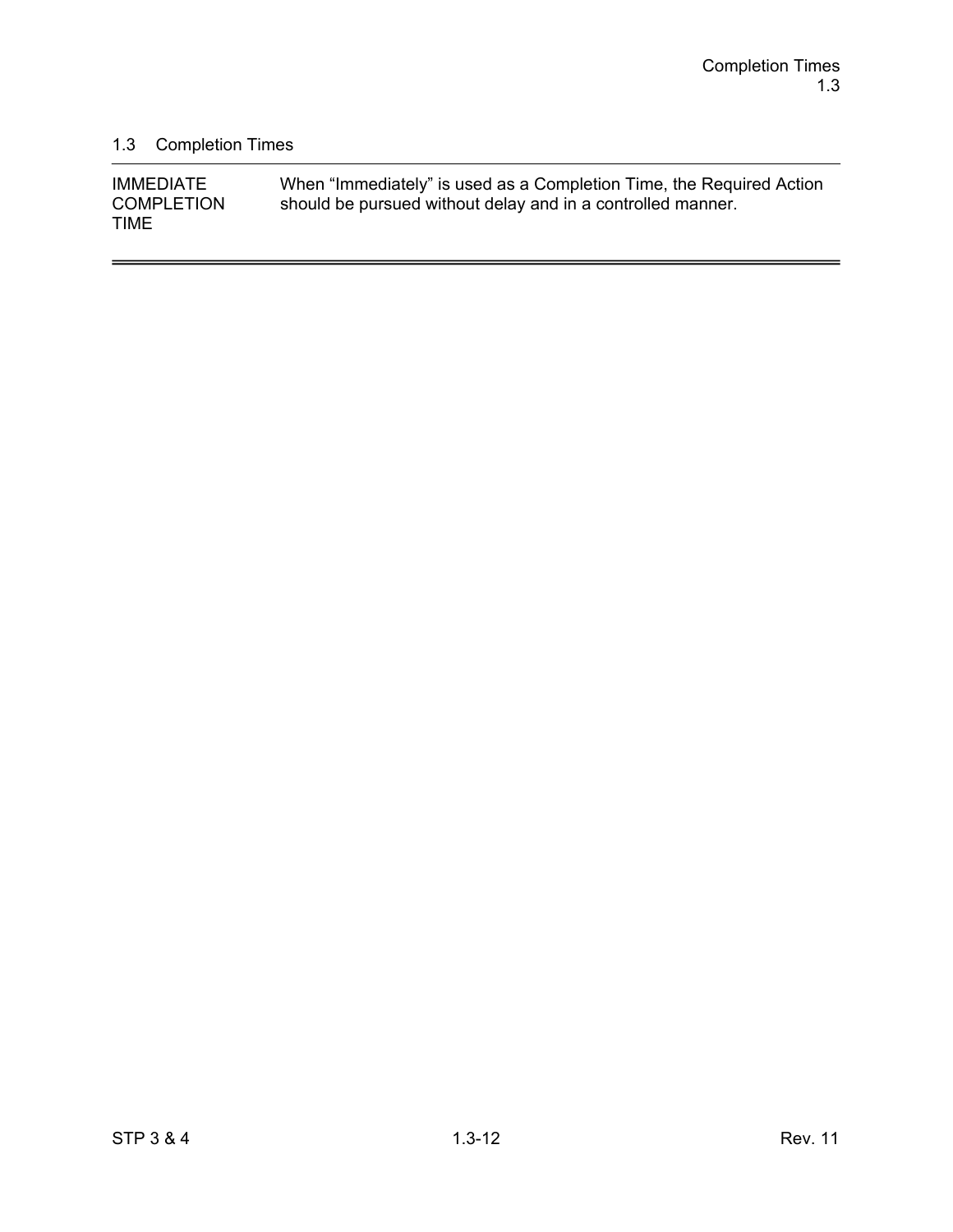## 1.3 Completion Times

| | |
|---|---|
| IMMEDIATE COMPLETION TIME | When "Immediately" is used as a Completion Time, the Required Action should be pursued without delay and in a controlled manner. |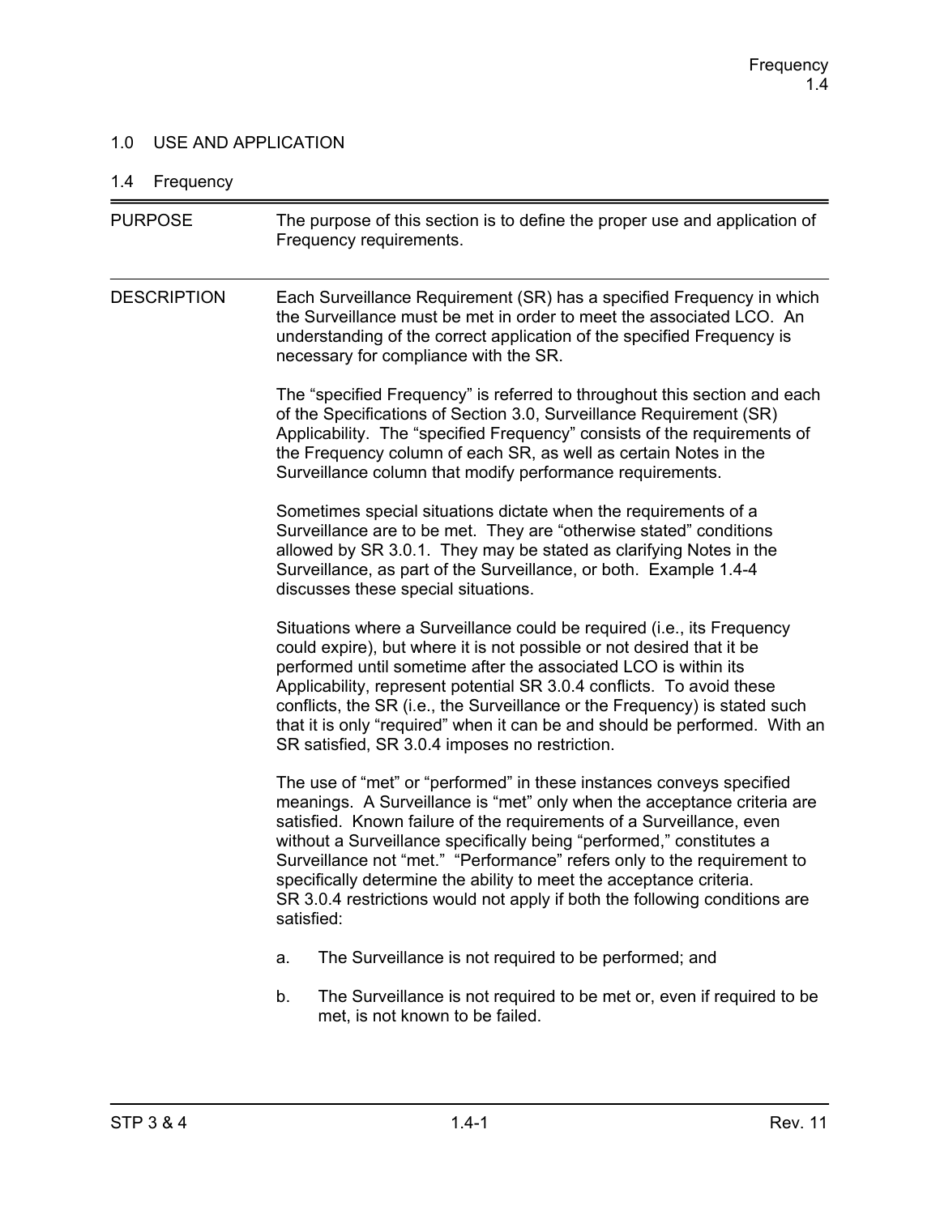## 1.0 USE AND APPLICATION

### 1.4 Frequency

**PURPOSE**

The purpose of this section is to define the proper use and application of Frequency requirements.

**DESCRIPTION**

Each Surveillance Requirement (SR) has a specified Frequency in which the Surveillance must be met in order to meet the associated LCO. An understanding of the correct application of the specified Frequency is necessary for compliance with the SR.

The "specified Frequency" is referred to throughout this section and each of the Specifications of Section 3.0, Surveillance Requirement (SR) Applicability. The "specified Frequency" consists of the requirements of the Frequency column of each SR, as well as certain Notes in the Surveillance column that modify performance requirements.

Sometimes special situations dictate when the requirements of a Surveillance are to be met. They are "otherwise stated" conditions allowed by SR 3.0.1. They may be stated as clarifying Notes in the Surveillance, as part of the Surveillance, or both. Example 1.4-4 discusses these special situations.

Situations where a Surveillance could be required (i.e., its Frequency could expire), but where it is not possible or not desired that it be performed until sometime after the associated LCO is within its Applicability, represent potential SR 3.0.4 conflicts. To avoid these conflicts, the SR (i.e., the Surveillance or the Frequency) is stated such that it is only "required" when it can be and should be performed. With an SR satisfied, SR 3.0.4 imposes no restriction.

The use of "met" or "performed" in these instances conveys specified meanings. A Surveillance is "met" only when the acceptance criteria are satisfied. Known failure of the requirements of a Surveillance, even without a Surveillance specifically being "performed," constitutes a Surveillance not "met." "Performance" refers only to the requirement to specifically determine the ability to meet the acceptance criteria. SR 3.0.4 restrictions would not apply if both the following conditions are satisfied:

a. The Surveillance is not required to be performed; and

b. The Surveillance is not required to be met or, even if required to be met, is not known to be failed.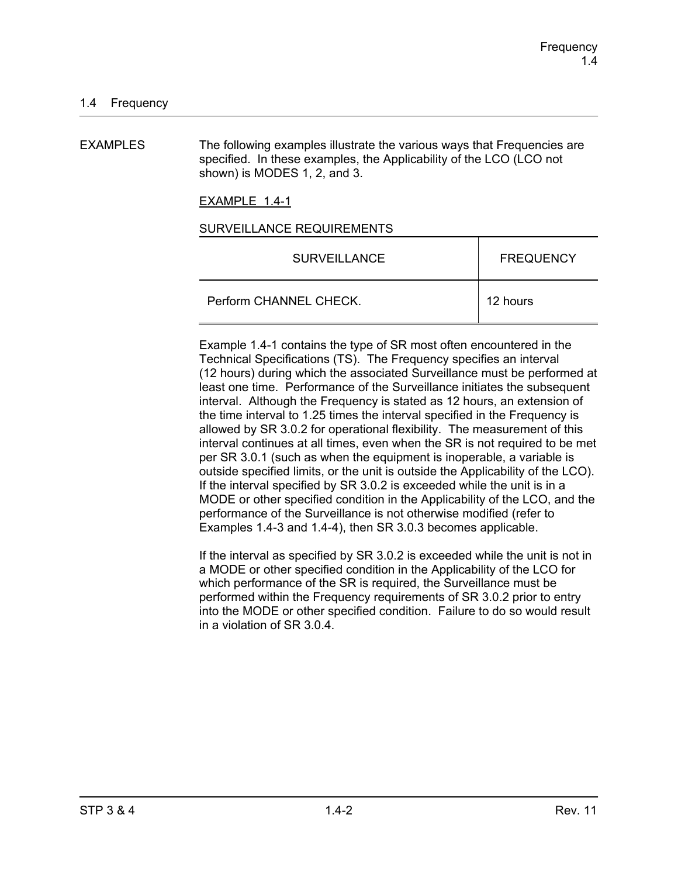## 1.4 Frequency

EXAMPLES

The following examples illustrate the various ways that Frequencies are specified. In these examples, the Applicability of the LCO (LCO not shown) is MODES 1, 2, and 3.

EXAMPLE 1.4-1

SURVEILLANCE REQUIREMENTS

| SURVEILLANCE | FREQUENCY |
|---|---|
| Perform CHANNEL CHECK. | 12 hours |

Example 1.4-1 contains the type of SR most often encountered in the Technical Specifications (TS). The Frequency specifies an interval (12 hours) during which the associated Surveillance must be performed at least one time. Performance of the Surveillance initiates the subsequent interval. Although the Frequency is stated as 12 hours, an extension of the time interval to 1.25 times the interval specified in the Frequency is allowed by SR 3.0.2 for operational flexibility. The measurement of this interval continues at all times, even when the SR is not required to be met per SR 3.0.1 (such as when the equipment is inoperable, a variable is outside specified limits, or the unit is outside the Applicability of the LCO). If the interval specified by SR 3.0.2 is exceeded while the unit is in a MODE or other specified condition in the Applicability of the LCO, and the performance of the Surveillance is not otherwise modified (refer to Examples 1.4-3 and 1.4-4), then SR 3.0.3 becomes applicable.

If the interval as specified by SR 3.0.2 is exceeded while the unit is not in a MODE or other specified condition in the Applicability of the LCO for which performance of the SR is required, the Surveillance must be performed within the Frequency requirements of SR 3.0.2 prior to entry into the MODE or other specified condition. Failure to do so would result in a violation of SR 3.0.4.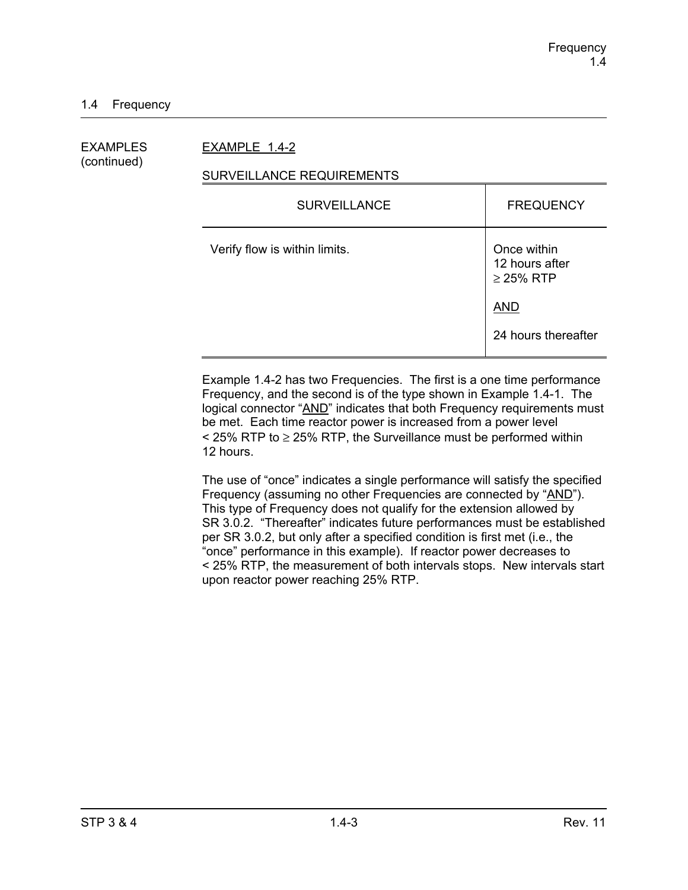## 1.4 Frequency

EXAMPLES (continued)

EXAMPLE 1.4-2

SURVEILLANCE REQUIREMENTS

| SURVEILLANCE | FREQUENCY |
|---|---|
| Verify flow is within limits. | Once within 12 hours after $\geq$ 25% RTP<br><br>AND<br><br>24 hours thereafter |

Example 1.4-2 has two Frequencies. The first is a one time performance Frequency, and the second is of the type shown in Example 1.4-1. The logical connector "AND" indicates that both Frequency requirements must be met. Each time reactor power is increased from a power level < 25% RTP to $\geq$ 25% RTP, the Surveillance must be performed within 12 hours.

The use of "once" indicates a single performance will satisfy the specified Frequency (assuming no other Frequencies are connected by "AND"). This type of Frequency does not qualify for the extension allowed by SR 3.0.2. "Thereafter" indicates future performances must be established per SR 3.0.2, but only after a specified condition is first met (i.e., the "once" performance in this example). If reactor power decreases to < 25% RTP, the measurement of both intervals stops. New intervals start upon reactor power reaching 25% RTP.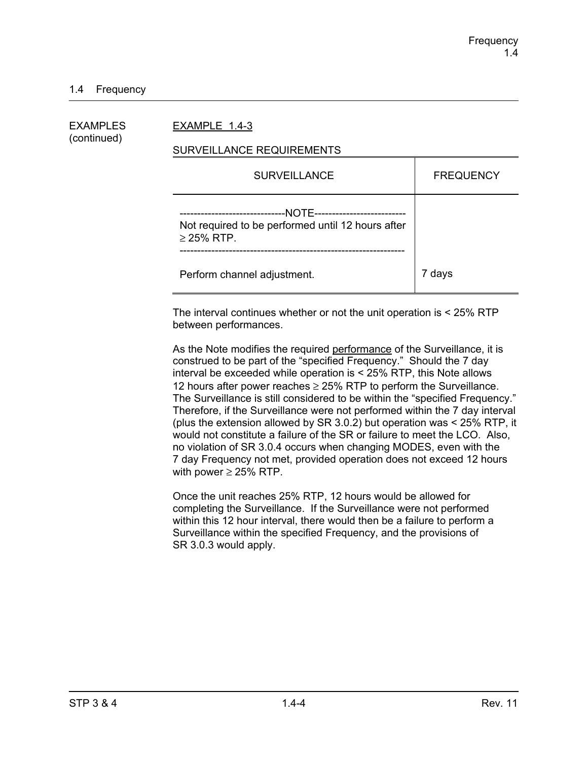## 1.4 Frequency

EXAMPLES (continued)

EXAMPLE 1.4-3

SURVEILLANCE REQUIREMENTS

| SURVEILLANCE | FREQUENCY |
|---|---|
| ------------------------------NOTE-------------------------- Not required to be performed until 12 hours after ≥ 25% RTP. --------------------------------------------------------------- Perform channel adjustment. | 7 days |

The interval continues whether or not the unit operation is < 25% RTP between performances.

As the Note modifies the required performance of the Surveillance, it is construed to be part of the "specified Frequency." Should the 7 day interval be exceeded while operation is < 25% RTP, this Note allows 12 hours after power reaches ≥ 25% RTP to perform the Surveillance. The Surveillance is still considered to be within the "specified Frequency." Therefore, if the Surveillance were not performed within the 7 day interval (plus the extension allowed by SR 3.0.2) but operation was < 25% RTP, it would not constitute a failure of the SR or failure to meet the LCO. Also, no violation of SR 3.0.4 occurs when changing MODES, even with the 7 day Frequency not met, provided operation does not exceed 12 hours with power ≥ 25% RTP.

Once the unit reaches 25% RTP, 12 hours would be allowed for completing the Surveillance. If the Surveillance were not performed within this 12 hour interval, there would then be a failure to perform a Surveillance within the specified Frequency, and the provisions of SR 3.0.3 would apply.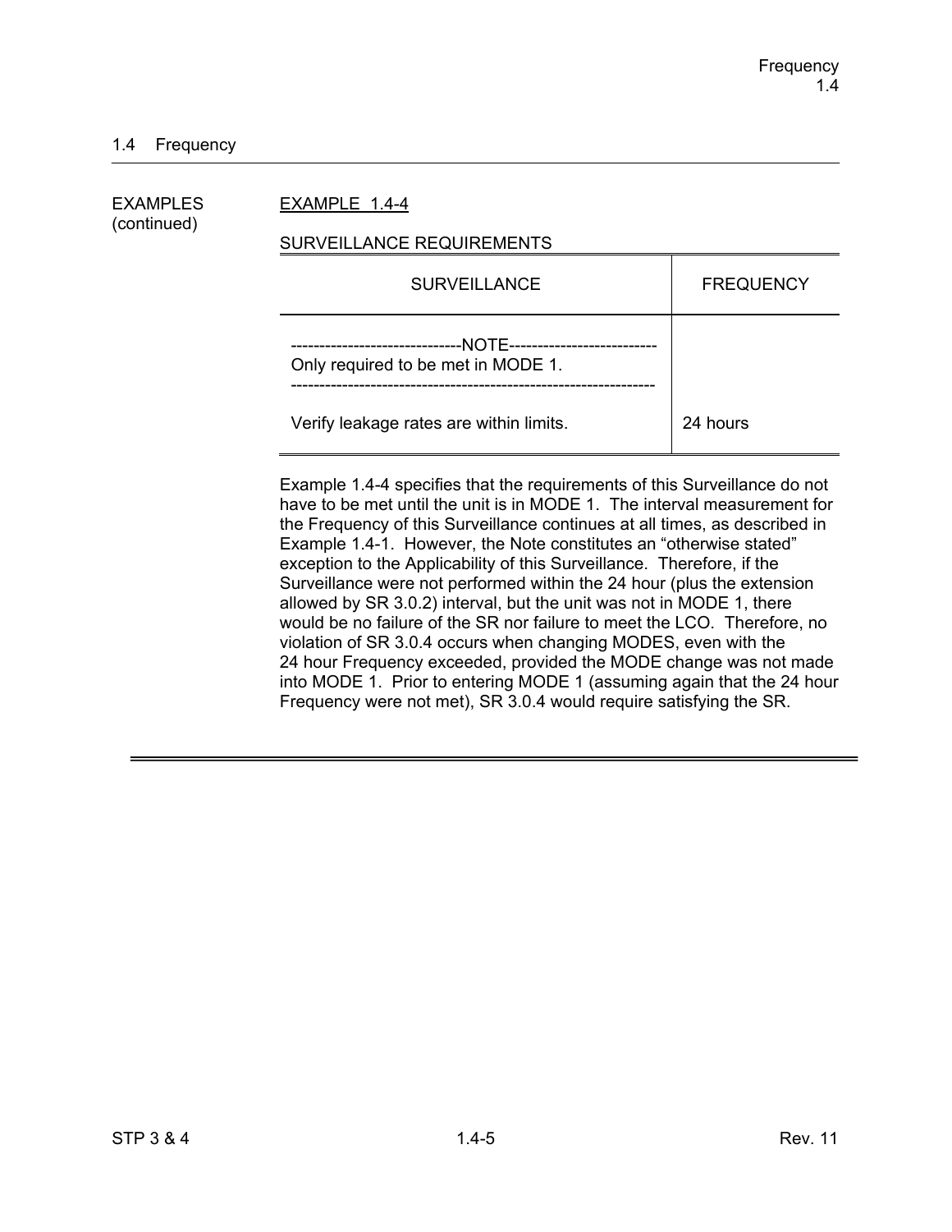## 1.4 Frequency

EXAMPLES (continued)

EXAMPLE 1.4-4

SURVEILLANCE REQUIREMENTS

| SURVEILLANCE | FREQUENCY |
|---|---|
| -----------------------------NOTE-------------------------- Only required to be met in MODE 1. ------------------------------------------------------------- Verify leakage rates are within limits. | 24 hours |

Example 1.4-4 specifies that the requirements of this Surveillance do not have to be met until the unit is in MODE 1. The interval measurement for the Frequency of this Surveillance continues at all times, as described in Example 1.4-1. However, the Note constitutes an "otherwise stated" exception to the Applicability of this Surveillance. Therefore, if the Surveillance were not performed within the 24 hour (plus the extension allowed by SR 3.0.2) interval, but the unit was not in MODE 1, there would be no failure of the SR nor failure to meet the LCO. Therefore, no violation of SR 3.0.4 occurs when changing MODES, even with the 24 hour Frequency exceeded, provided the MODE change was not made into MODE 1. Prior to entering MODE 1 (assuming again that the 24 hour Frequency were not met), SR 3.0.4 would require satisfying the SR.